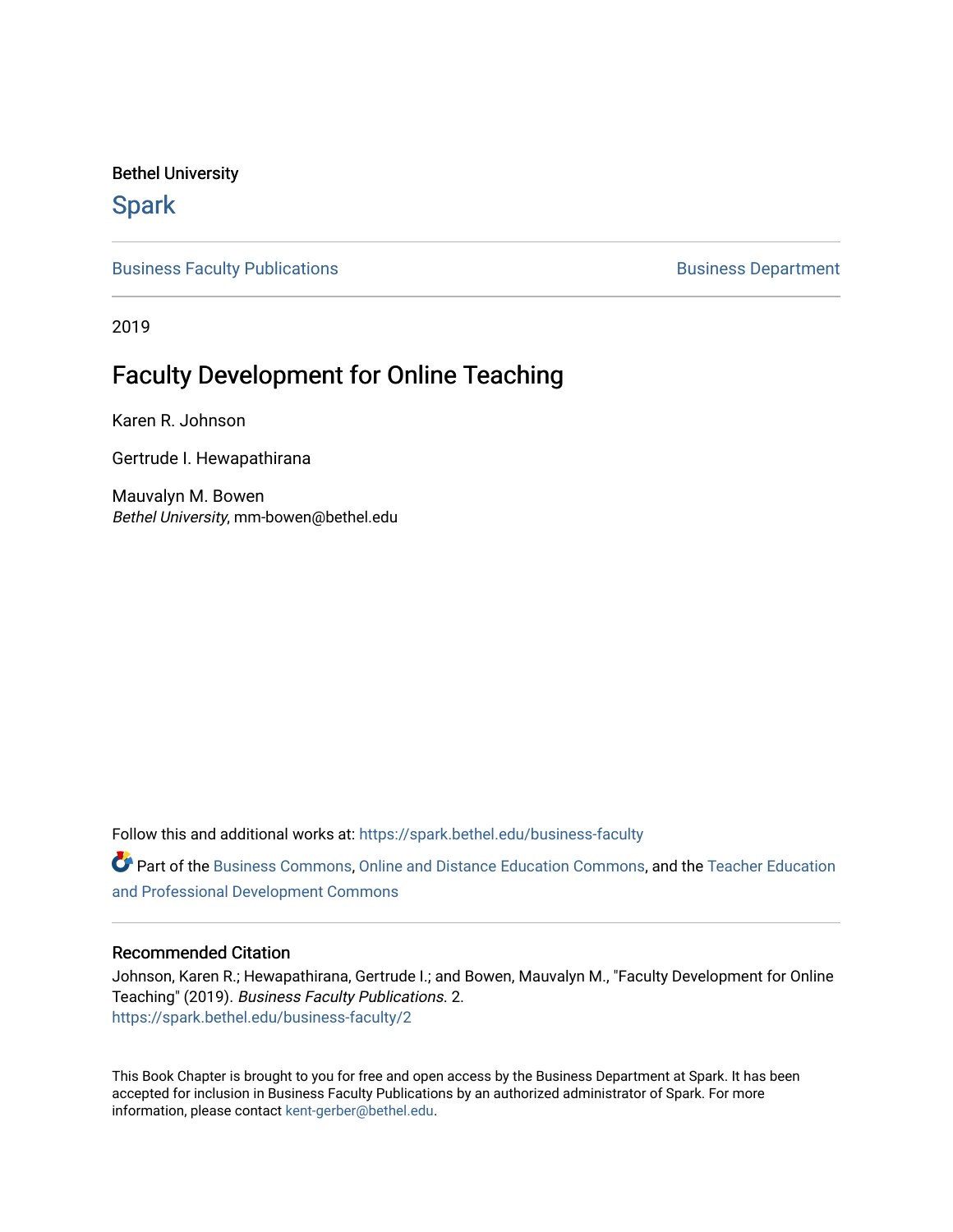Bethel University

## Spark

Business Faculty Publications | Business Department

2019

# Faculty Development for Online Teaching

Karen R. Johnson

Gertrude I. Hewapathirana

Mauvalyn M. Bowen
*Bethel University*, mm-bowen@bethel.edu

Follow this and additional works at: https://spark.bethel.edu/business-faculty

Part of the Business Commons, Online and Distance Education Commons, and the Teacher Education and Professional Development Commons

### Recommended Citation

Johnson, Karen R.; Hewapathirana, Gertrude I.; and Bowen, Mauvalyn M., "Faculty Development for Online Teaching" (2019). *Business Faculty Publications*. 2.
https://spark.bethel.edu/business-faculty/2

This Book Chapter is brought to you for free and open access by the Business Department at Spark. It has been accepted for inclusion in Business Faculty Publications by an authorized administrator of Spark. For more information, please contact kent-gerber@bethel.edu.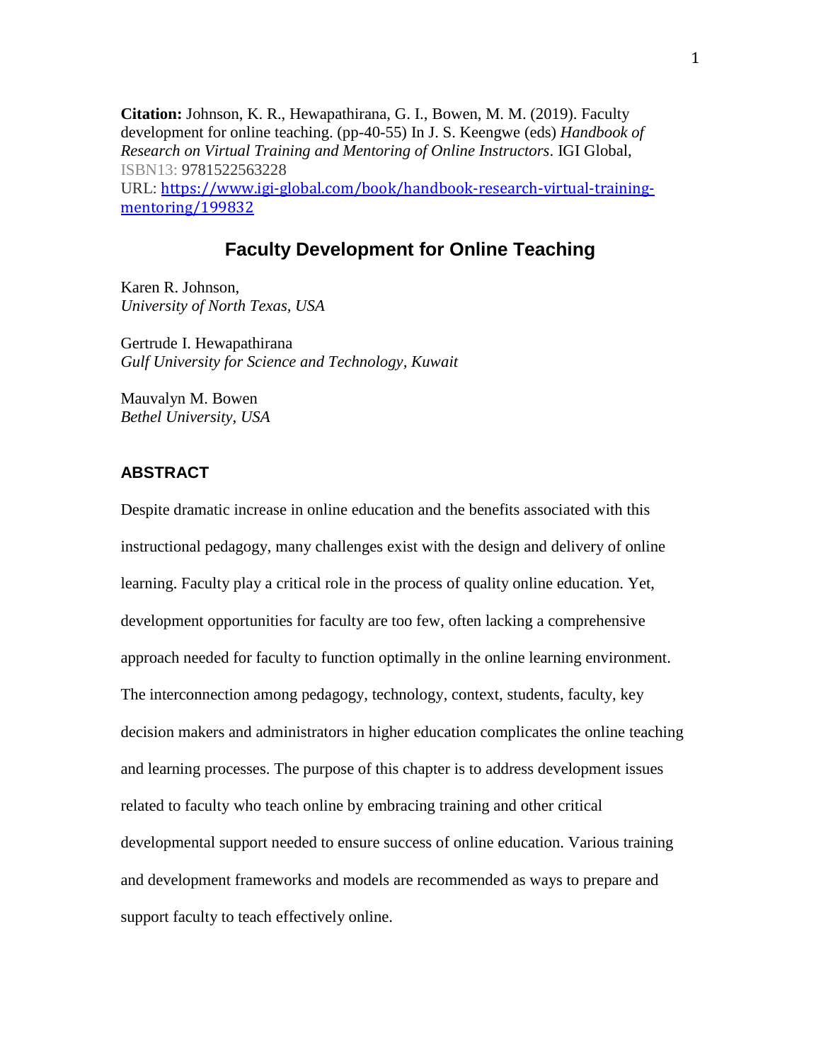**Citation:** Johnson, K. R., Hewapathirana, G. I., Bowen, M. M. (2019). Faculty development for online teaching. (pp-40-55) In J. S. Keengwe (eds) *Handbook of Research on Virtual Training and Mentoring of Online Instructors*. IGI Global, ISBN13: 9781522563228
URL: [https://www.igi-global.com/book/handbook-research-virtual-training-mentoring/199832](https://www.igi-global.com/book/handbook-research-virtual-training-mentoring/199832)

# Faculty Development for Online Teaching

Karen R. Johnson,
*University of North Texas, USA*

Gertrude I. Hewapathirana
*Gulf University for Science and Technology, Kuwait*

Mauvalyn M. Bowen
*Bethel University, USA*

## ABSTRACT

Despite dramatic increase in online education and the benefits associated with this instructional pedagogy, many challenges exist with the design and delivery of online learning. Faculty play a critical role in the process of quality online education. Yet, development opportunities for faculty are too few, often lacking a comprehensive approach needed for faculty to function optimally in the online learning environment. The interconnection among pedagogy, technology, context, students, faculty, key decision makers and administrators in higher education complicates the online teaching and learning processes. The purpose of this chapter is to address development issues related to faculty who teach online by embracing training and other critical developmental support needed to ensure success of online education. Various training and development frameworks and models are recommended as ways to prepare and support faculty to teach effectively online.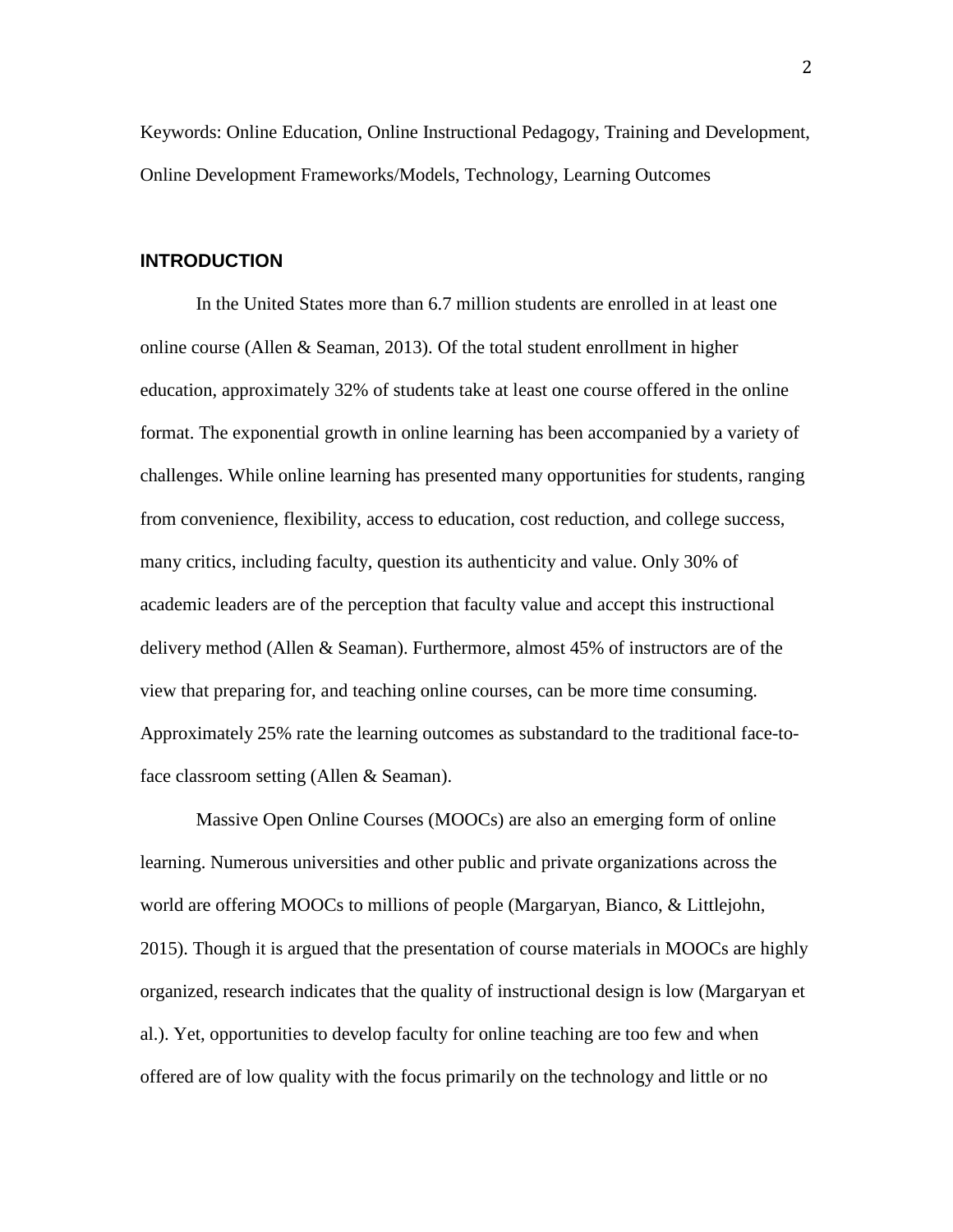Keywords: Online Education, Online Instructional Pedagogy, Training and Development, Online Development Frameworks/Models, Technology, Learning Outcomes

## INTRODUCTION

In the United States more than 6.7 million students are enrolled in at least one online course (Allen & Seaman, 2013). Of the total student enrollment in higher education, approximately 32% of students take at least one course offered in the online format. The exponential growth in online learning has been accompanied by a variety of challenges. While online learning has presented many opportunities for students, ranging from convenience, flexibility, access to education, cost reduction, and college success, many critics, including faculty, question its authenticity and value. Only 30% of academic leaders are of the perception that faculty value and accept this instructional delivery method (Allen & Seaman). Furthermore, almost 45% of instructors are of the view that preparing for, and teaching online courses, can be more time consuming. Approximately 25% rate the learning outcomes as substandard to the traditional face-to-face classroom setting (Allen & Seaman).

Massive Open Online Courses (MOOCs) are also an emerging form of online learning. Numerous universities and other public and private organizations across the world are offering MOOCs to millions of people (Margaryan, Bianco, & Littlejohn, 2015). Though it is argued that the presentation of course materials in MOOCs are highly organized, research indicates that the quality of instructional design is low (Margaryan et al.). Yet, opportunities to develop faculty for online teaching are too few and when offered are of low quality with the focus primarily on the technology and little or no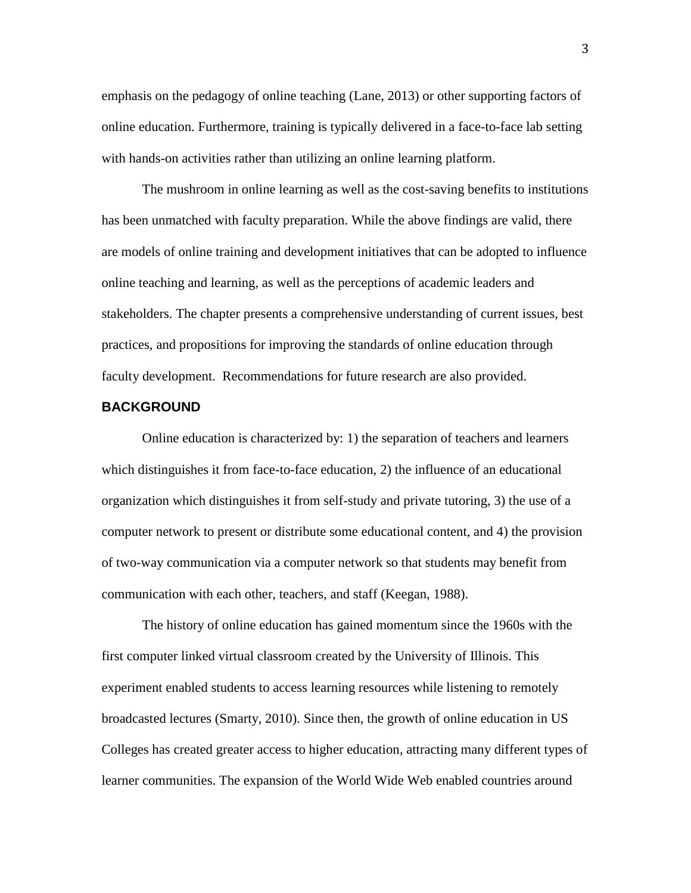emphasis on the pedagogy of online teaching (Lane, 2013) or other supporting factors of online education. Furthermore, training is typically delivered in a face-to-face lab setting with hands-on activities rather than utilizing an online learning platform.

The mushroom in online learning as well as the cost-saving benefits to institutions has been unmatched with faculty preparation. While the above findings are valid, there are models of online training and development initiatives that can be adopted to influence online teaching and learning, as well as the perceptions of academic leaders and stakeholders. The chapter presents a comprehensive understanding of current issues, best practices, and propositions for improving the standards of online education through faculty development. Recommendations for future research are also provided.

## BACKGROUND

Online education is characterized by: 1) the separation of teachers and learners which distinguishes it from face-to-face education, 2) the influence of an educational organization which distinguishes it from self-study and private tutoring, 3) the use of a computer network to present or distribute some educational content, and 4) the provision of two-way communication via a computer network so that students may benefit from communication with each other, teachers, and staff (Keegan, 1988).

The history of online education has gained momentum since the 1960s with the first computer linked virtual classroom created by the University of Illinois. This experiment enabled students to access learning resources while listening to remotely broadcasted lectures (Smarty, 2010). Since then, the growth of online education in US Colleges has created greater access to higher education, attracting many different types of learner communities. The expansion of the World Wide Web enabled countries around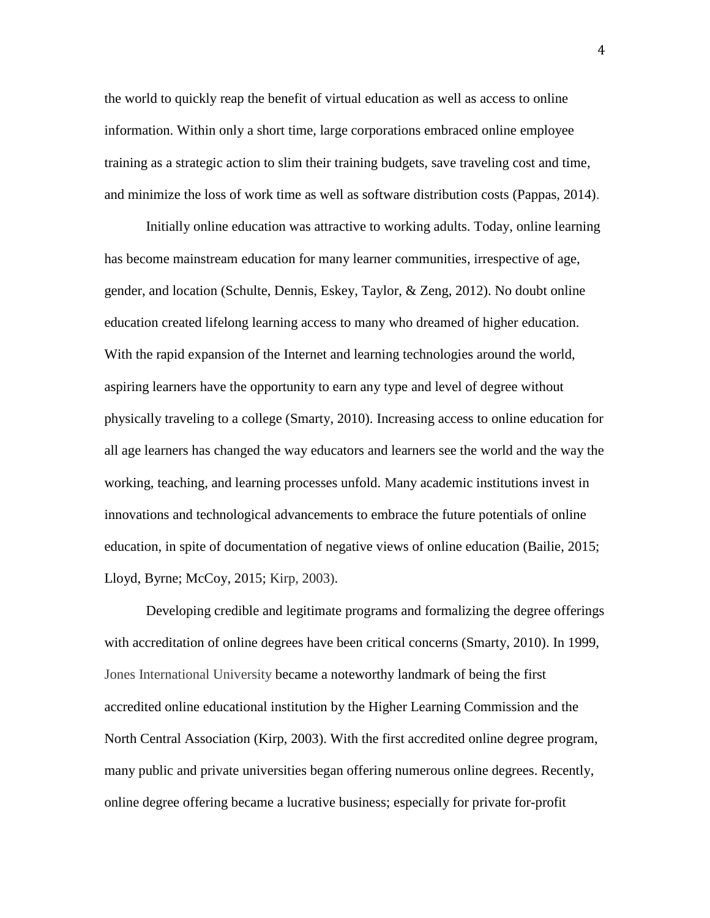the world to quickly reap the benefit of virtual education as well as access to online information. Within only a short time, large corporations embraced online employee training as a strategic action to slim their training budgets, save traveling cost and time, and minimize the loss of work time as well as software distribution costs (Pappas, 2014).

Initially online education was attractive to working adults. Today, online learning has become mainstream education for many learner communities, irrespective of age, gender, and location (Schulte, Dennis, Eskey, Taylor, & Zeng, 2012). No doubt online education created lifelong learning access to many who dreamed of higher education. With the rapid expansion of the Internet and learning technologies around the world, aspiring learners have the opportunity to earn any type and level of degree without physically traveling to a college (Smarty, 2010). Increasing access to online education for all age learners has changed the way educators and learners see the world and the way the working, teaching, and learning processes unfold. Many academic institutions invest in innovations and technological advancements to embrace the future potentials of online education, in spite of documentation of negative views of online education (Bailie, 2015; Lloyd, Byrne; McCoy, 2015; Kirp, 2003).

Developing credible and legitimate programs and formalizing the degree offerings with accreditation of online degrees have been critical concerns (Smarty, 2010). In 1999, Jones International University became a noteworthy landmark of being the first accredited online educational institution by the Higher Learning Commission and the North Central Association (Kirp, 2003). With the first accredited online degree program, many public and private universities began offering numerous online degrees. Recently, online degree offering became a lucrative business; especially for private for-profit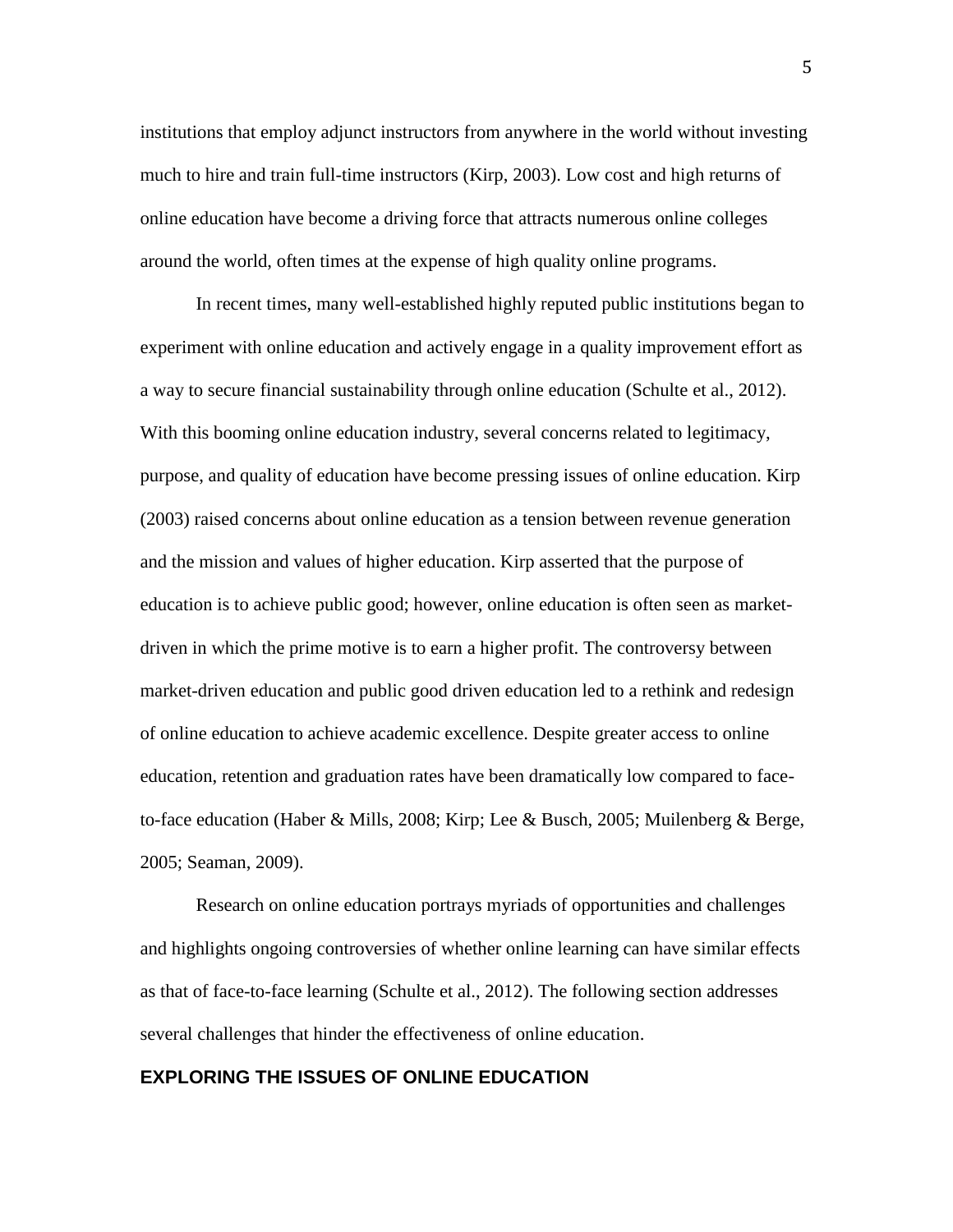institutions that employ adjunct instructors from anywhere in the world without investing much to hire and train full-time instructors (Kirp, 2003). Low cost and high returns of online education have become a driving force that attracts numerous online colleges around the world, often times at the expense of high quality online programs.

In recent times, many well-established highly reputed public institutions began to experiment with online education and actively engage in a quality improvement effort as a way to secure financial sustainability through online education (Schulte et al., 2012). With this booming online education industry, several concerns related to legitimacy, purpose, and quality of education have become pressing issues of online education. Kirp (2003) raised concerns about online education as a tension between revenue generation and the mission and values of higher education. Kirp asserted that the purpose of education is to achieve public good; however, online education is often seen as market-driven in which the prime motive is to earn a higher profit. The controversy between market-driven education and public good driven education led to a rethink and redesign of online education to achieve academic excellence. Despite greater access to online education, retention and graduation rates have been dramatically low compared to face-to-face education (Haber & Mills, 2008; Kirp; Lee & Busch, 2005; Muilenberg & Berge, 2005; Seaman, 2009).

Research on online education portrays myriads of opportunities and challenges and highlights ongoing controversies of whether online learning can have similar effects as that of face-to-face learning (Schulte et al., 2012). The following section addresses several challenges that hinder the effectiveness of online education.

## EXPLORING THE ISSUES OF ONLINE EDUCATION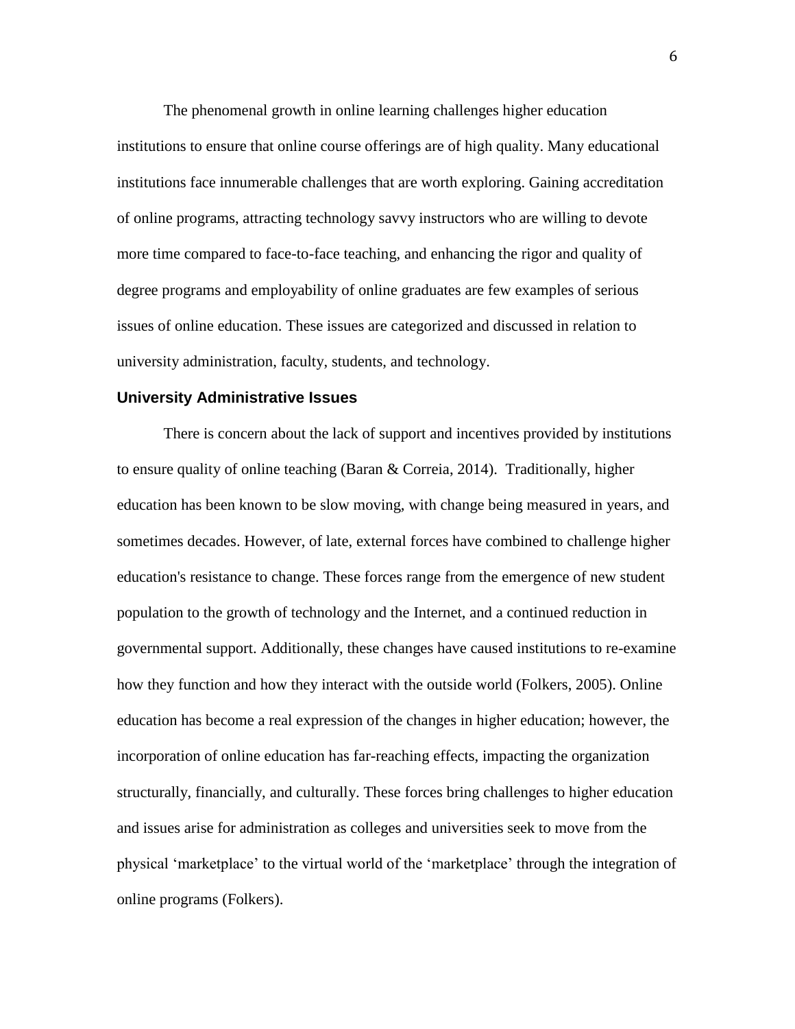The phenomenal growth in online learning challenges higher education institutions to ensure that online course offerings are of high quality. Many educational institutions face innumerable challenges that are worth exploring. Gaining accreditation of online programs, attracting technology savvy instructors who are willing to devote more time compared to face-to-face teaching, and enhancing the rigor and quality of degree programs and employability of online graduates are few examples of serious issues of online education. These issues are categorized and discussed in relation to university administration, faculty, students, and technology.

### University Administrative Issues

There is concern about the lack of support and incentives provided by institutions to ensure quality of online teaching (Baran & Correia, 2014). Traditionally, higher education has been known to be slow moving, with change being measured in years, and sometimes decades. However, of late, external forces have combined to challenge higher education's resistance to change. These forces range from the emergence of new student population to the growth of technology and the Internet, and a continued reduction in governmental support. Additionally, these changes have caused institutions to re-examine how they function and how they interact with the outside world (Folkers, 2005). Online education has become a real expression of the changes in higher education; however, the incorporation of online education has far-reaching effects, impacting the organization structurally, financially, and culturally. These forces bring challenges to higher education and issues arise for administration as colleges and universities seek to move from the physical 'marketplace' to the virtual world of the 'marketplace' through the integration of online programs (Folkers).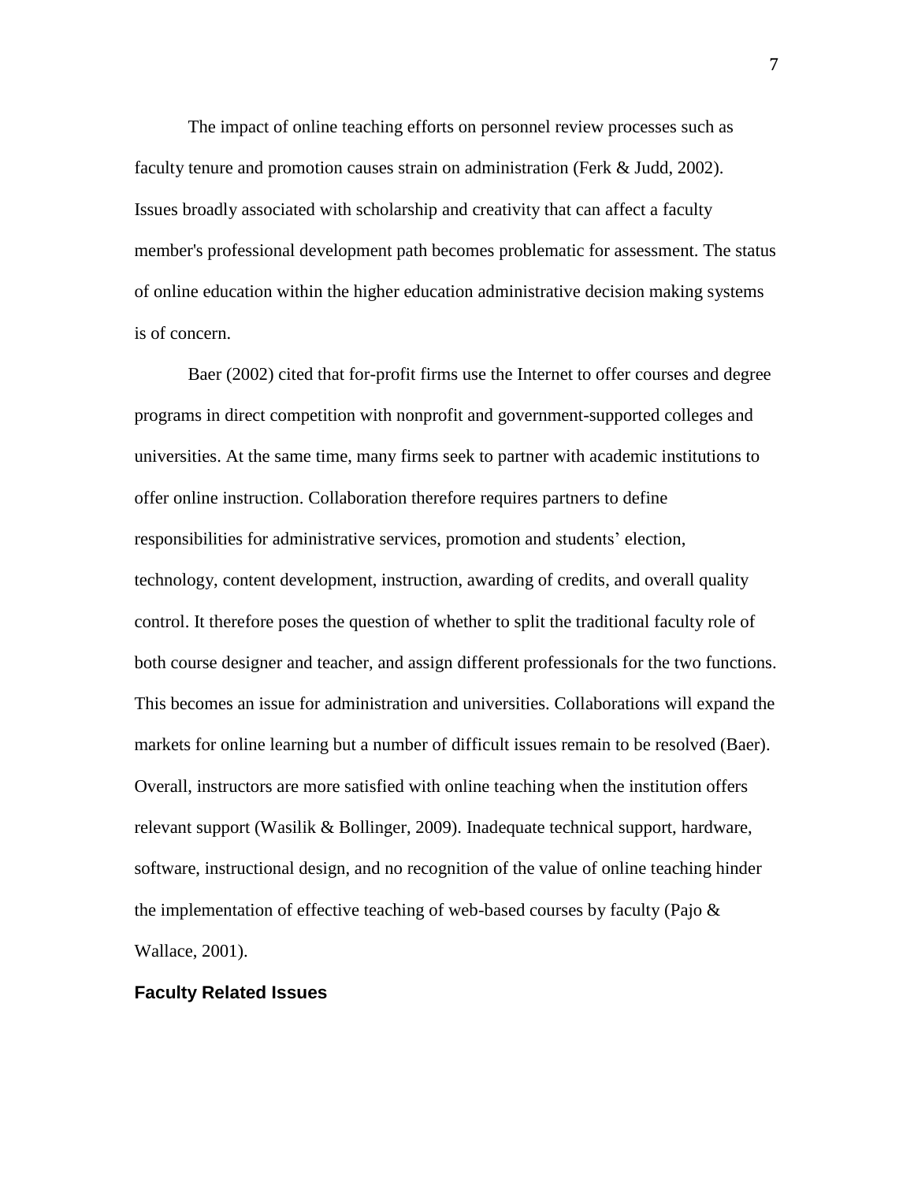The impact of online teaching efforts on personnel review processes such as faculty tenure and promotion causes strain on administration (Ferk & Judd, 2002). Issues broadly associated with scholarship and creativity that can affect a faculty member's professional development path becomes problematic for assessment. The status of online education within the higher education administrative decision making systems is of concern.

Baer (2002) cited that for-profit firms use the Internet to offer courses and degree programs in direct competition with nonprofit and government-supported colleges and universities. At the same time, many firms seek to partner with academic institutions to offer online instruction. Collaboration therefore requires partners to define responsibilities for administrative services, promotion and students' election, technology, content development, instruction, awarding of credits, and overall quality control. It therefore poses the question of whether to split the traditional faculty role of both course designer and teacher, and assign different professionals for the two functions. This becomes an issue for administration and universities. Collaborations will expand the markets for online learning but a number of difficult issues remain to be resolved (Baer). Overall, instructors are more satisfied with online teaching when the institution offers relevant support (Wasilik & Bollinger, 2009). Inadequate technical support, hardware, software, instructional design, and no recognition of the value of online teaching hinder the implementation of effective teaching of web-based courses by faculty (Pajo & Wallace, 2001).

## Faculty Related Issues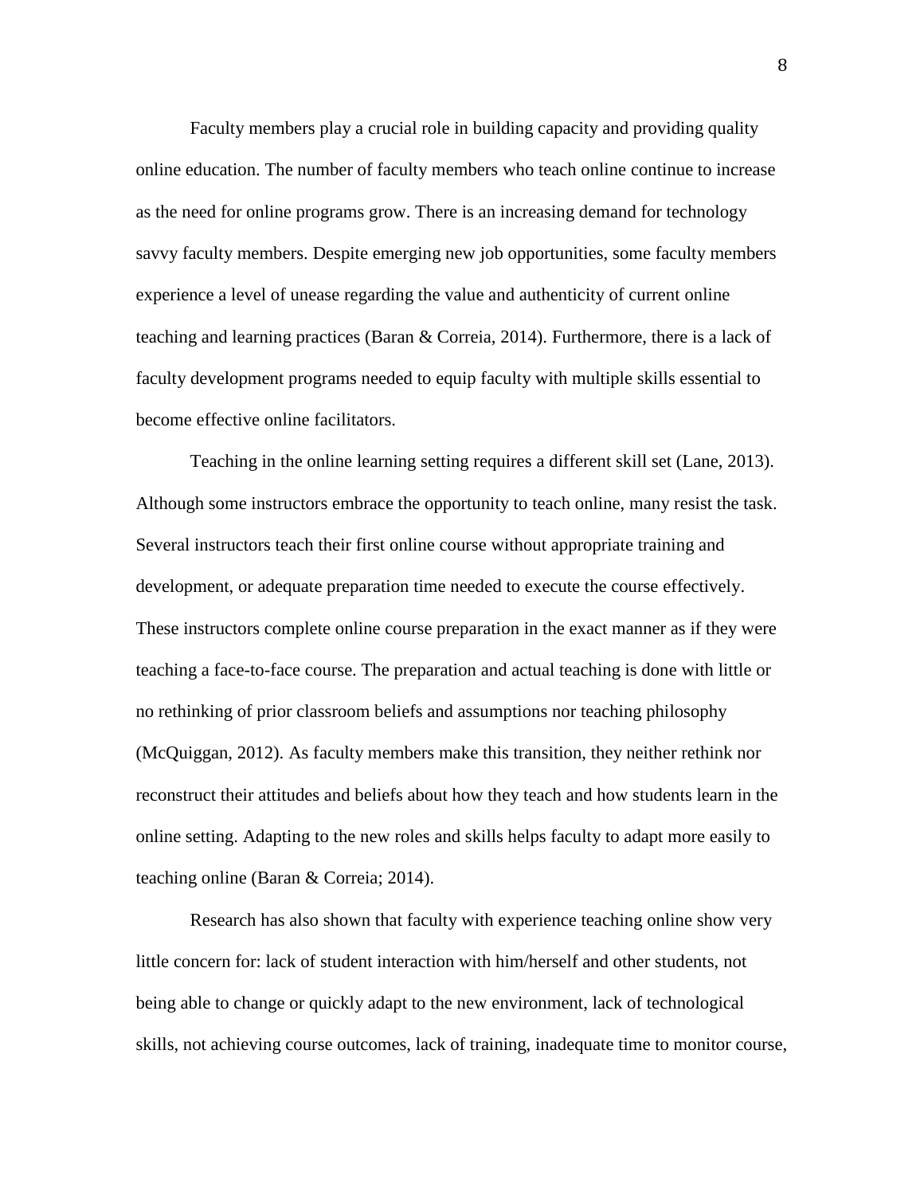Faculty members play a crucial role in building capacity and providing quality online education. The number of faculty members who teach online continue to increase as the need for online programs grow. There is an increasing demand for technology savvy faculty members. Despite emerging new job opportunities, some faculty members experience a level of unease regarding the value and authenticity of current online teaching and learning practices (Baran & Correia, 2014). Furthermore, there is a lack of faculty development programs needed to equip faculty with multiple skills essential to become effective online facilitators.

Teaching in the online learning setting requires a different skill set (Lane, 2013). Although some instructors embrace the opportunity to teach online, many resist the task. Several instructors teach their first online course without appropriate training and development, or adequate preparation time needed to execute the course effectively. These instructors complete online course preparation in the exact manner as if they were teaching a face-to-face course. The preparation and actual teaching is done with little or no rethinking of prior classroom beliefs and assumptions nor teaching philosophy (McQuiggan, 2012). As faculty members make this transition, they neither rethink nor reconstruct their attitudes and beliefs about how they teach and how students learn in the online setting. Adapting to the new roles and skills helps faculty to adapt more easily to teaching online (Baran & Correia; 2014).

Research has also shown that faculty with experience teaching online show very little concern for: lack of student interaction with him/herself and other students, not being able to change or quickly adapt to the new environment, lack of technological skills, not achieving course outcomes, lack of training, inadequate time to monitor course,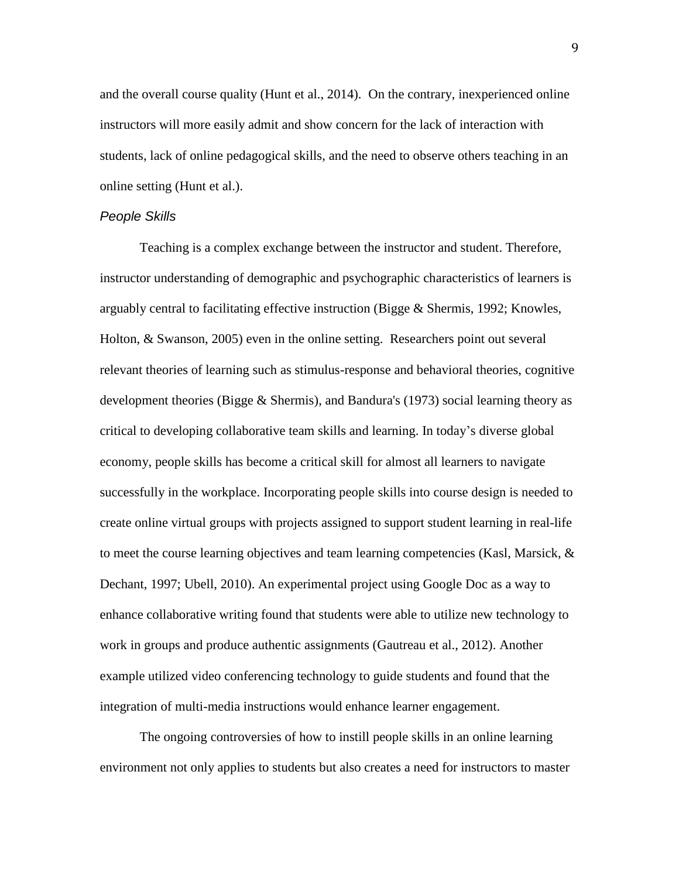and the overall course quality (Hunt et al., 2014). On the contrary, inexperienced online instructors will more easily admit and show concern for the lack of interaction with students, lack of online pedagogical skills, and the need to observe others teaching in an online setting (Hunt et al.).

### *People Skills*

Teaching is a complex exchange between the instructor and student. Therefore, instructor understanding of demographic and psychographic characteristics of learners is arguably central to facilitating effective instruction (Bigge & Shermis, 1992; Knowles, Holton, & Swanson, 2005) even in the online setting. Researchers point out several relevant theories of learning such as stimulus-response and behavioral theories, cognitive development theories (Bigge & Shermis), and Bandura's (1973) social learning theory as critical to developing collaborative team skills and learning. In today's diverse global economy, people skills has become a critical skill for almost all learners to navigate successfully in the workplace. Incorporating people skills into course design is needed to create online virtual groups with projects assigned to support student learning in real-life to meet the course learning objectives and team learning competencies (Kasl, Marsick, & Dechant, 1997; Ubell, 2010). An experimental project using Google Doc as a way to enhance collaborative writing found that students were able to utilize new technology to work in groups and produce authentic assignments (Gautreau et al., 2012). Another example utilized video conferencing technology to guide students and found that the integration of multi-media instructions would enhance learner engagement.

The ongoing controversies of how to instill people skills in an online learning environment not only applies to students but also creates a need for instructors to master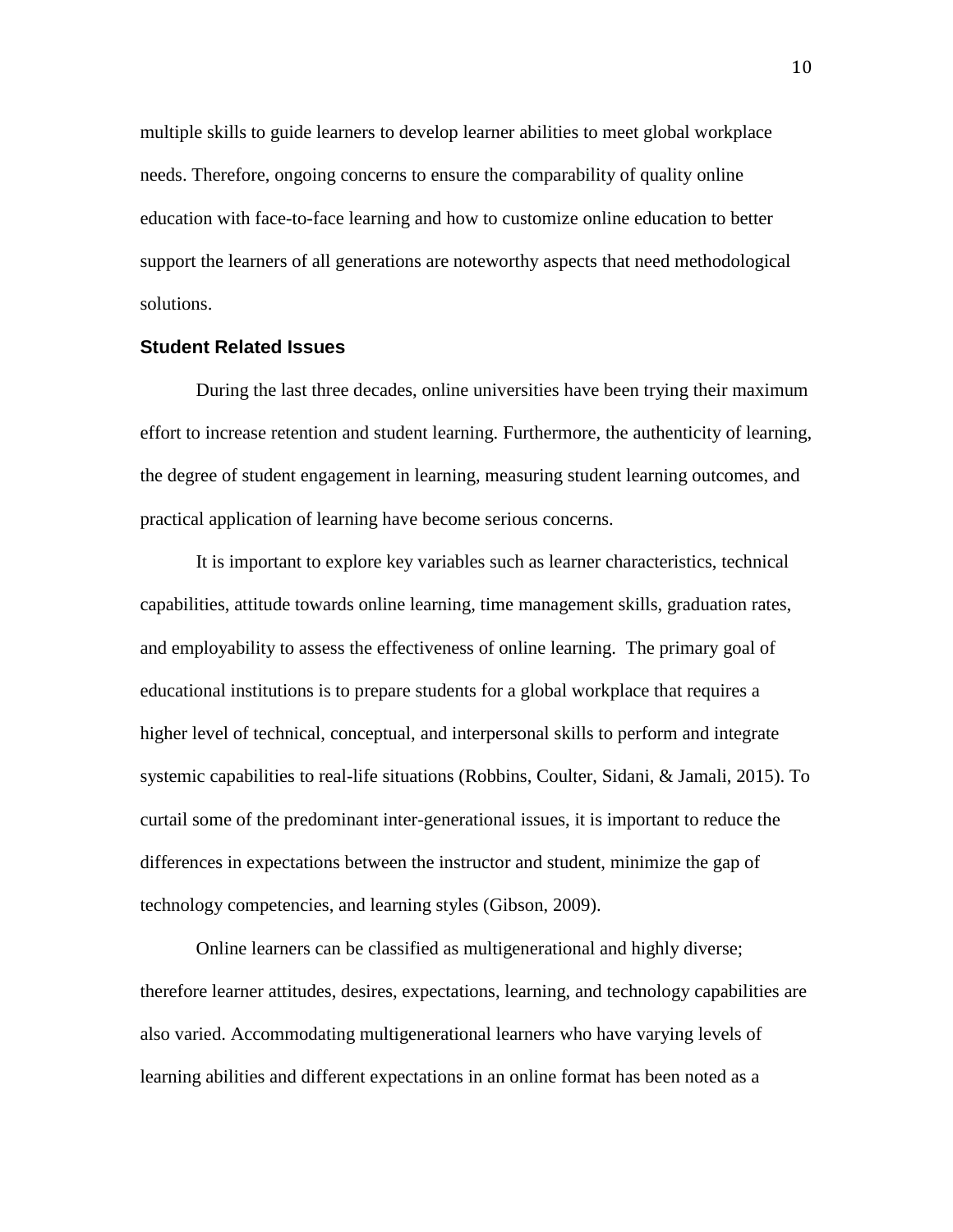multiple skills to guide learners to develop learner abilities to meet global workplace needs. Therefore, ongoing concerns to ensure the comparability of quality online education with face-to-face learning and how to customize online education to better support the learners of all generations are noteworthy aspects that need methodological solutions.

## Student Related Issues

During the last three decades, online universities have been trying their maximum effort to increase retention and student learning. Furthermore, the authenticity of learning, the degree of student engagement in learning, measuring student learning outcomes, and practical application of learning have become serious concerns.

It is important to explore key variables such as learner characteristics, technical capabilities, attitude towards online learning, time management skills, graduation rates, and employability to assess the effectiveness of online learning. The primary goal of educational institutions is to prepare students for a global workplace that requires a higher level of technical, conceptual, and interpersonal skills to perform and integrate systemic capabilities to real-life situations (Robbins, Coulter, Sidani, & Jamali, 2015). To curtail some of the predominant inter-generational issues, it is important to reduce the differences in expectations between the instructor and student, minimize the gap of technology competencies, and learning styles (Gibson, 2009).

Online learners can be classified as multigenerational and highly diverse; therefore learner attitudes, desires, expectations, learning, and technology capabilities are also varied. Accommodating multigenerational learners who have varying levels of learning abilities and different expectations in an online format has been noted as a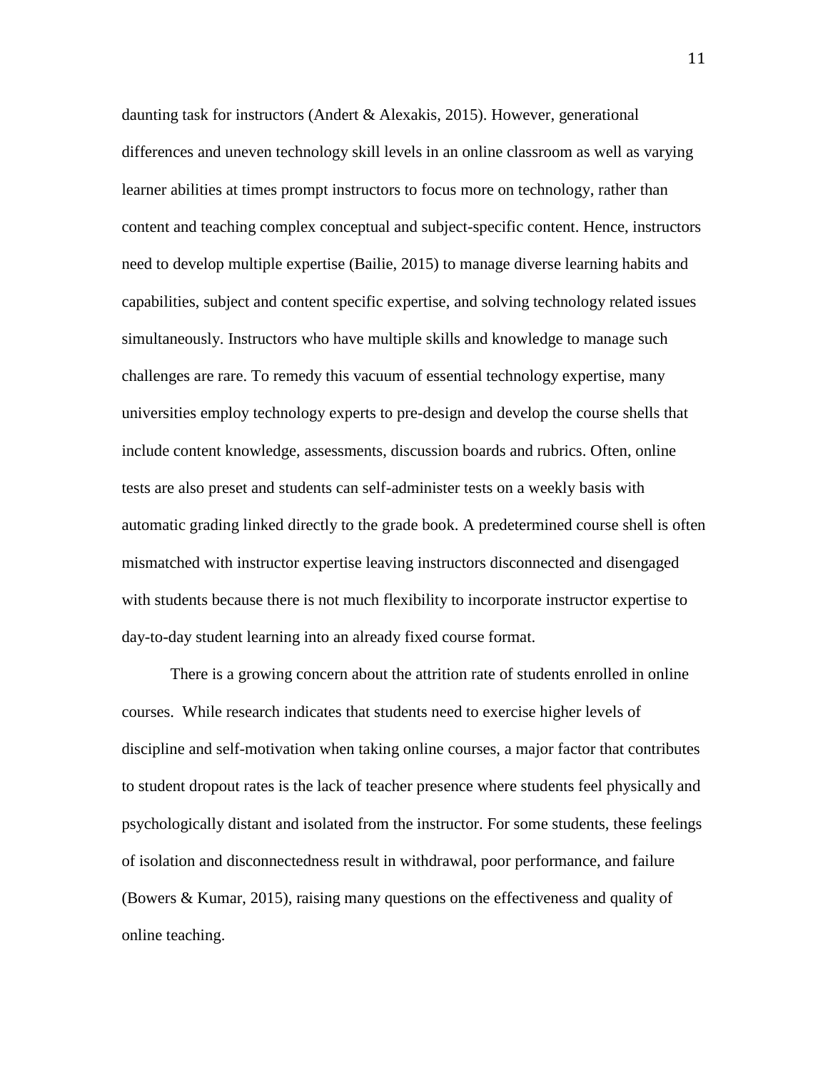daunting task for instructors (Andert & Alexakis, 2015). However, generational differences and uneven technology skill levels in an online classroom as well as varying learner abilities at times prompt instructors to focus more on technology, rather than content and teaching complex conceptual and subject-specific content. Hence, instructors need to develop multiple expertise (Bailie, 2015) to manage diverse learning habits and capabilities, subject and content specific expertise, and solving technology related issues simultaneously. Instructors who have multiple skills and knowledge to manage such challenges are rare. To remedy this vacuum of essential technology expertise, many universities employ technology experts to pre-design and develop the course shells that include content knowledge, assessments, discussion boards and rubrics. Often, online tests are also preset and students can self-administer tests on a weekly basis with automatic grading linked directly to the grade book. A predetermined course shell is often mismatched with instructor expertise leaving instructors disconnected and disengaged with students because there is not much flexibility to incorporate instructor expertise to day-to-day student learning into an already fixed course format.

There is a growing concern about the attrition rate of students enrolled in online courses. While research indicates that students need to exercise higher levels of discipline and self-motivation when taking online courses, a major factor that contributes to student dropout rates is the lack of teacher presence where students feel physically and psychologically distant and isolated from the instructor. For some students, these feelings of isolation and disconnectedness result in withdrawal, poor performance, and failure (Bowers & Kumar, 2015), raising many questions on the effectiveness and quality of online teaching.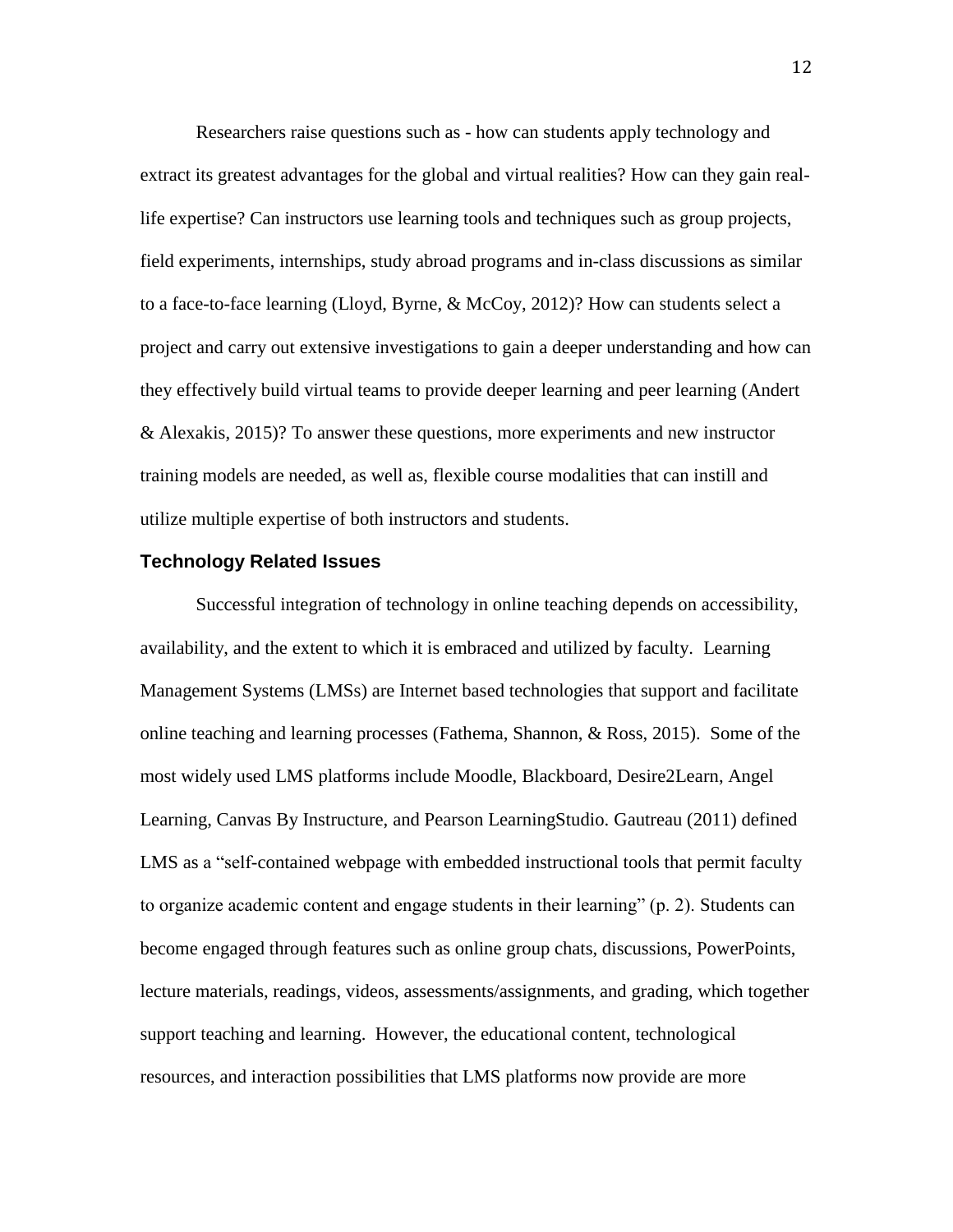Researchers raise questions such as - how can students apply technology and extract its greatest advantages for the global and virtual realities? How can they gain real-life expertise? Can instructors use learning tools and techniques such as group projects, field experiments, internships, study abroad programs and in-class discussions as similar to a face-to-face learning (Lloyd, Byrne, & McCoy, 2012)? How can students select a project and carry out extensive investigations to gain a deeper understanding and how can they effectively build virtual teams to provide deeper learning and peer learning (Andert & Alexakis, 2015)? To answer these questions, more experiments and new instructor training models are needed, as well as, flexible course modalities that can instill and utilize multiple expertise of both instructors and students.

## Technology Related Issues

Successful integration of technology in online teaching depends on accessibility, availability, and the extent to which it is embraced and utilized by faculty. Learning Management Systems (LMSs) are Internet based technologies that support and facilitate online teaching and learning processes (Fathema, Shannon, & Ross, 2015). Some of the most widely used LMS platforms include Moodle, Blackboard, Desire2Learn, Angel Learning, Canvas By Instructure, and Pearson LearningStudio. Gautreau (2011) defined LMS as a "self-contained webpage with embedded instructional tools that permit faculty to organize academic content and engage students in their learning" (p. 2). Students can become engaged through features such as online group chats, discussions, PowerPoints, lecture materials, readings, videos, assessments/assignments, and grading, which together support teaching and learning. However, the educational content, technological resources, and interaction possibilities that LMS platforms now provide are more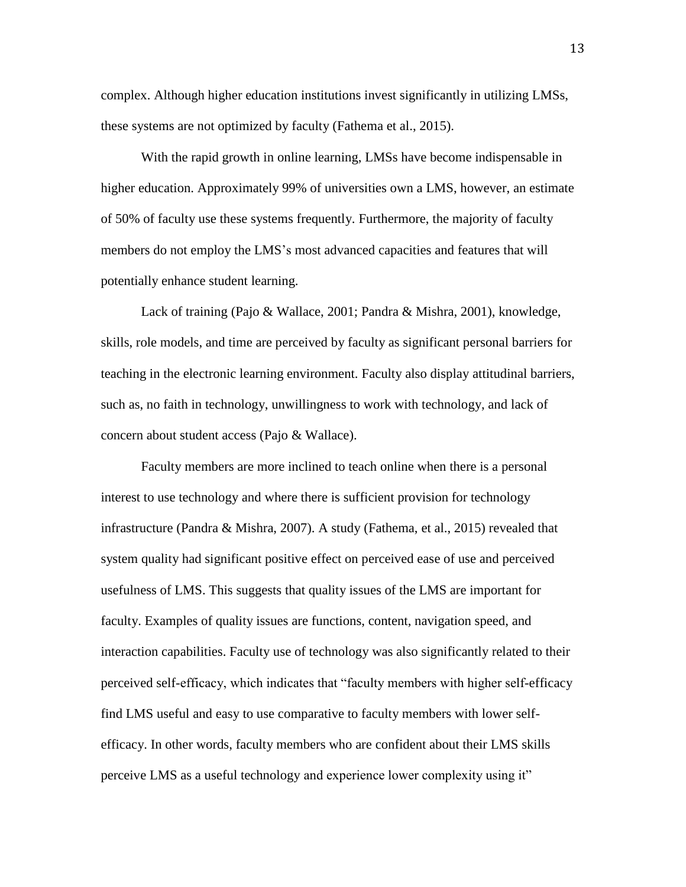complex. Although higher education institutions invest significantly in utilizing LMSs, these systems are not optimized by faculty (Fathema et al., 2015).

With the rapid growth in online learning, LMSs have become indispensable in higher education. Approximately 99% of universities own a LMS, however, an estimate of 50% of faculty use these systems frequently. Furthermore, the majority of faculty members do not employ the LMS's most advanced capacities and features that will potentially enhance student learning.

Lack of training (Pajo & Wallace, 2001; Pandra & Mishra, 2001), knowledge, skills, role models, and time are perceived by faculty as significant personal barriers for teaching in the electronic learning environment. Faculty also display attitudinal barriers, such as, no faith in technology, unwillingness to work with technology, and lack of concern about student access (Pajo & Wallace).

Faculty members are more inclined to teach online when there is a personal interest to use technology and where there is sufficient provision for technology infrastructure (Pandra & Mishra, 2007). A study (Fathema, et al., 2015) revealed that system quality had significant positive effect on perceived ease of use and perceived usefulness of LMS. This suggests that quality issues of the LMS are important for faculty. Examples of quality issues are functions, content, navigation speed, and interaction capabilities. Faculty use of technology was also significantly related to their perceived self-efficacy, which indicates that "faculty members with higher self-efficacy find LMS useful and easy to use comparative to faculty members with lower self-efficacy. In other words, faculty members who are confident about their LMS skills perceive LMS as a useful technology and experience lower complexity using it"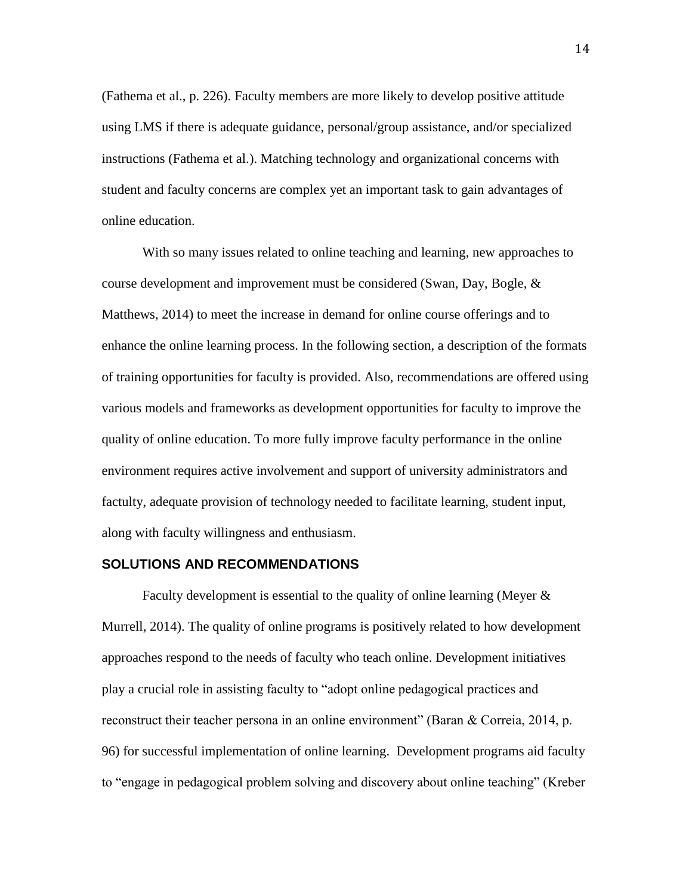(Fathema et al., p. 226). Faculty members are more likely to develop positive attitude using LMS if there is adequate guidance, personal/group assistance, and/or specialized instructions (Fathema et al.). Matching technology and organizational concerns with student and faculty concerns are complex yet an important task to gain advantages of online education.

With so many issues related to online teaching and learning, new approaches to course development and improvement must be considered (Swan, Day, Bogle, & Matthews, 2014) to meet the increase in demand for online course offerings and to enhance the online learning process. In the following section, a description of the formats of training opportunities for faculty is provided. Also, recommendations are offered using various models and frameworks as development opportunities for faculty to improve the quality of online education. To more fully improve faculty performance in the online environment requires active involvement and support of university administrators and factulty, adequate provision of technology needed to facilitate learning, student input, along with faculty willingness and enthusiasm.

## SOLUTIONS AND RECOMMENDATIONS

Faculty development is essential to the quality of online learning (Meyer & Murrell, 2014). The quality of online programs is positively related to how development approaches respond to the needs of faculty who teach online. Development initiatives play a crucial role in assisting faculty to "adopt online pedagogical practices and reconstruct their teacher persona in an online environment" (Baran & Correia, 2014, p. 96) for successful implementation of online learning. Development programs aid faculty to "engage in pedagogical problem solving and discovery about online teaching" (Kreber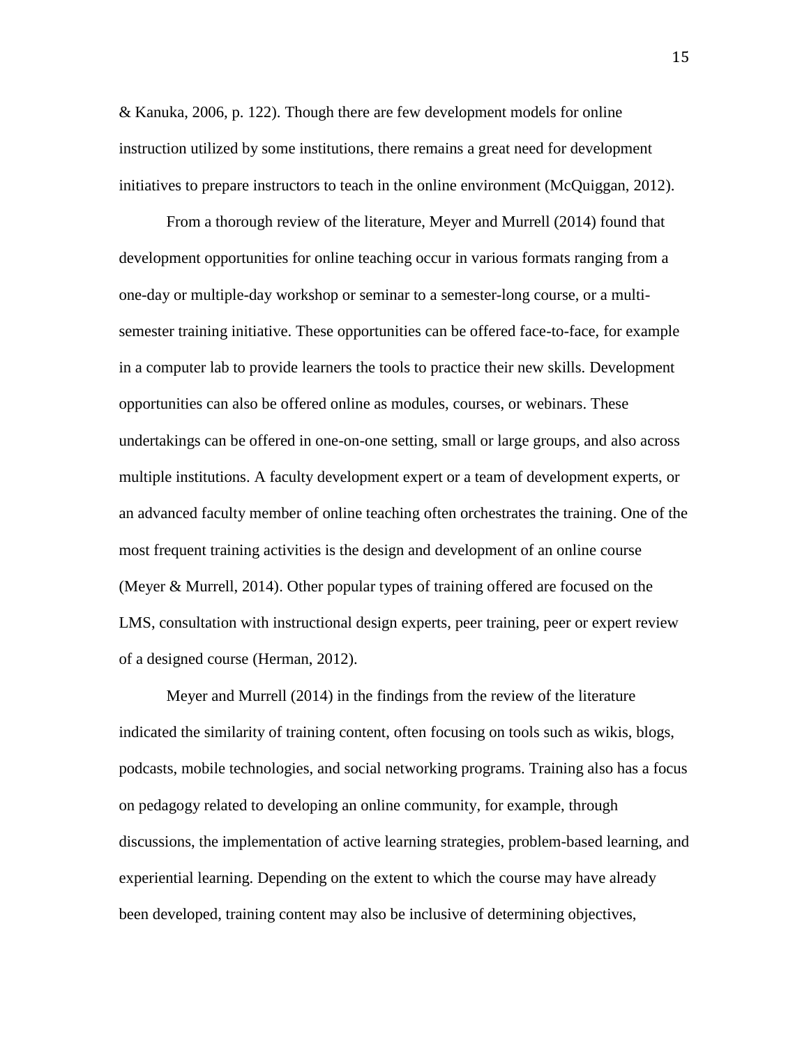& Kanuka, 2006, p. 122). Though there are few development models for online instruction utilized by some institutions, there remains a great need for development initiatives to prepare instructors to teach in the online environment (McQuiggan, 2012).

From a thorough review of the literature, Meyer and Murrell (2014) found that development opportunities for online teaching occur in various formats ranging from a one-day or multiple-day workshop or seminar to a semester-long course, or a multi-semester training initiative. These opportunities can be offered face-to-face, for example in a computer lab to provide learners the tools to practice their new skills. Development opportunities can also be offered online as modules, courses, or webinars. These undertakings can be offered in one-on-one setting, small or large groups, and also across multiple institutions. A faculty development expert or a team of development experts, or an advanced faculty member of online teaching often orchestrates the training. One of the most frequent training activities is the design and development of an online course (Meyer & Murrell, 2014). Other popular types of training offered are focused on the LMS, consultation with instructional design experts, peer training, peer or expert review of a designed course (Herman, 2012).

Meyer and Murrell (2014) in the findings from the review of the literature indicated the similarity of training content, often focusing on tools such as wikis, blogs, podcasts, mobile technologies, and social networking programs. Training also has a focus on pedagogy related to developing an online community, for example, through discussions, the implementation of active learning strategies, problem-based learning, and experiential learning. Depending on the extent to which the course may have already been developed, training content may also be inclusive of determining objectives,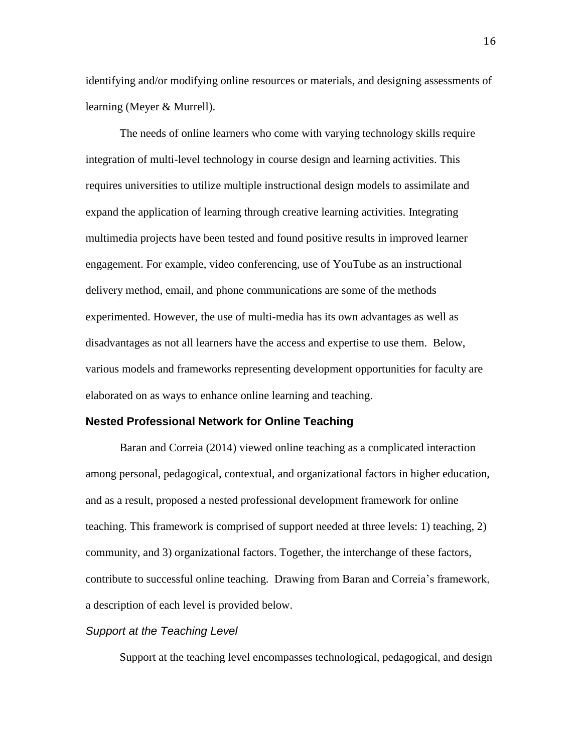identifying and/or modifying online resources or materials, and designing assessments of learning (Meyer & Murrell).

The needs of online learners who come with varying technology skills require integration of multi-level technology in course design and learning activities. This requires universities to utilize multiple instructional design models to assimilate and expand the application of learning through creative learning activities. Integrating multimedia projects have been tested and found positive results in improved learner engagement. For example, video conferencing, use of YouTube as an instructional delivery method, email, and phone communications are some of the methods experimented. However, the use of multi-media has its own advantages as well as disadvantages as not all learners have the access and expertise to use them. Below, various models and frameworks representing development opportunities for faculty are elaborated on as ways to enhance online learning and teaching.

## Nested Professional Network for Online Teaching

Baran and Correia (2014) viewed online teaching as a complicated interaction among personal, pedagogical, contextual, and organizational factors in higher education, and as a result, proposed a nested professional development framework for online teaching. This framework is comprised of support needed at three levels: 1) teaching, 2) community, and 3) organizational factors. Together, the interchange of these factors, contribute to successful online teaching. Drawing from Baran and Correia's framework, a description of each level is provided below.

### *Support at the Teaching Level*

Support at the teaching level encompasses technological, pedagogical, and design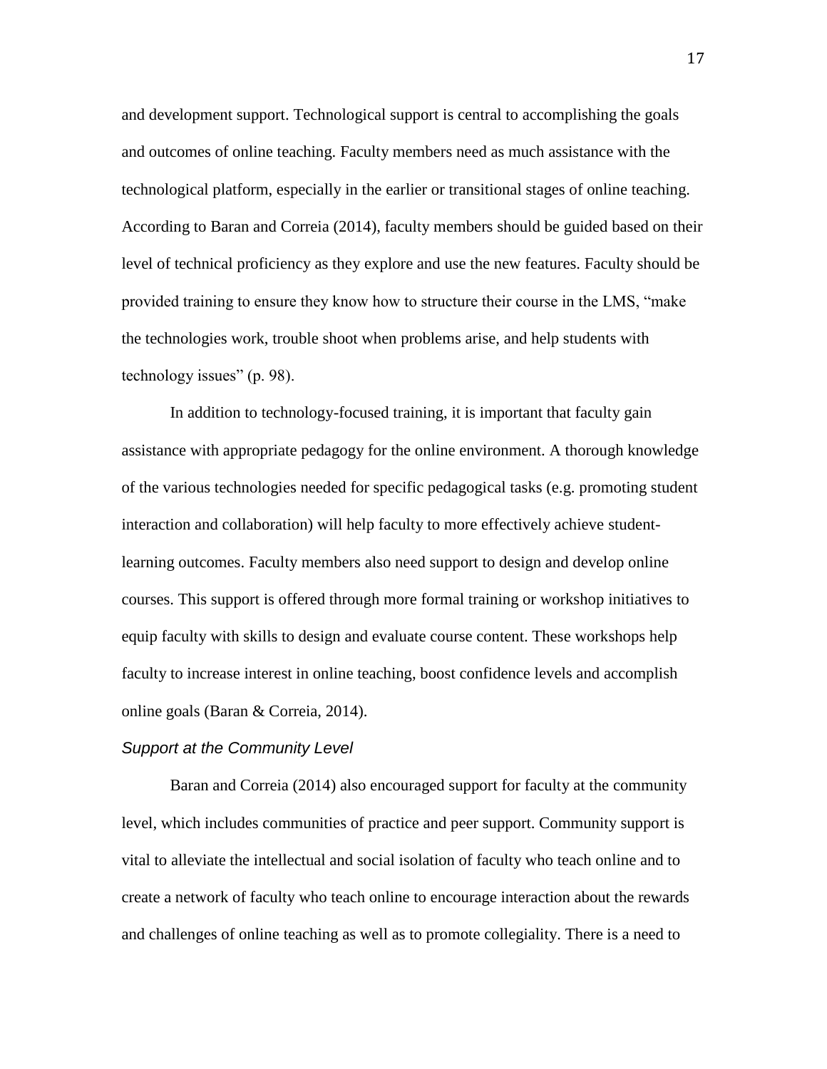and development support. Technological support is central to accomplishing the goals and outcomes of online teaching. Faculty members need as much assistance with the technological platform, especially in the earlier or transitional stages of online teaching. According to Baran and Correia (2014), faculty members should be guided based on their level of technical proficiency as they explore and use the new features. Faculty should be provided training to ensure they know how to structure their course in the LMS, "make the technologies work, trouble shoot when problems arise, and help students with technology issues" (p. 98).

In addition to technology-focused training, it is important that faculty gain assistance with appropriate pedagogy for the online environment. A thorough knowledge of the various technologies needed for specific pedagogical tasks (e.g. promoting student interaction and collaboration) will help faculty to more effectively achieve student-learning outcomes. Faculty members also need support to design and develop online courses. This support is offered through more formal training or workshop initiatives to equip faculty with skills to design and evaluate course content. These workshops help faculty to increase interest in online teaching, boost confidence levels and accomplish online goals (Baran & Correia, 2014).

### *Support at the Community Level*

Baran and Correia (2014) also encouraged support for faculty at the community level, which includes communities of practice and peer support. Community support is vital to alleviate the intellectual and social isolation of faculty who teach online and to create a network of faculty who teach online to encourage interaction about the rewards and challenges of online teaching as well as to promote collegiality. There is a need to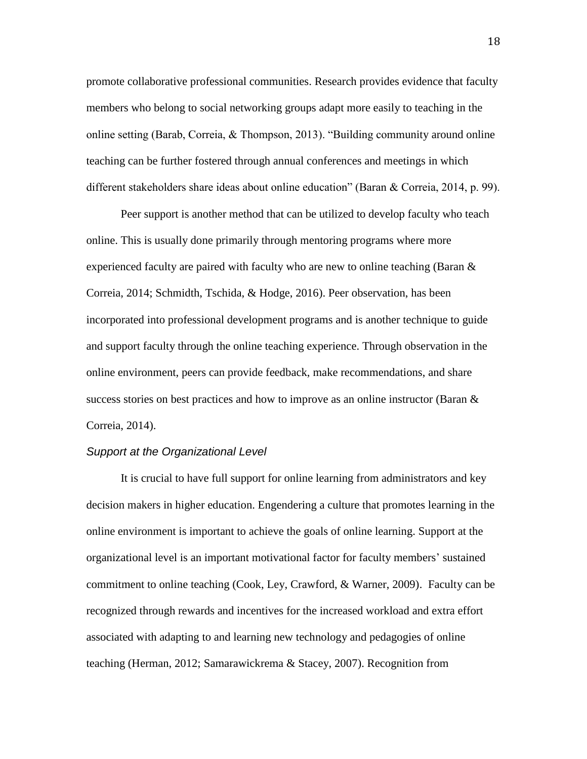promote collaborative professional communities. Research provides evidence that faculty members who belong to social networking groups adapt more easily to teaching in the online setting (Barab, Correia, & Thompson, 2013). "Building community around online teaching can be further fostered through annual conferences and meetings in which different stakeholders share ideas about online education" (Baran & Correia, 2014, p. 99).

Peer support is another method that can be utilized to develop faculty who teach online. This is usually done primarily through mentoring programs where more experienced faculty are paired with faculty who are new to online teaching (Baran & Correia, 2014; Schmidth, Tschida, & Hodge, 2016). Peer observation, has been incorporated into professional development programs and is another technique to guide and support faculty through the online teaching experience. Through observation in the online environment, peers can provide feedback, make recommendations, and share success stories on best practices and how to improve as an online instructor (Baran & Correia, 2014).

### *Support at the Organizational Level*

It is crucial to have full support for online learning from administrators and key decision makers in higher education. Engendering a culture that promotes learning in the online environment is important to achieve the goals of online learning. Support at the organizational level is an important motivational factor for faculty members' sustained commitment to online teaching (Cook, Ley, Crawford, & Warner, 2009). Faculty can be recognized through rewards and incentives for the increased workload and extra effort associated with adapting to and learning new technology and pedagogies of online teaching (Herman, 2012; Samarawickrema & Stacey, 2007). Recognition from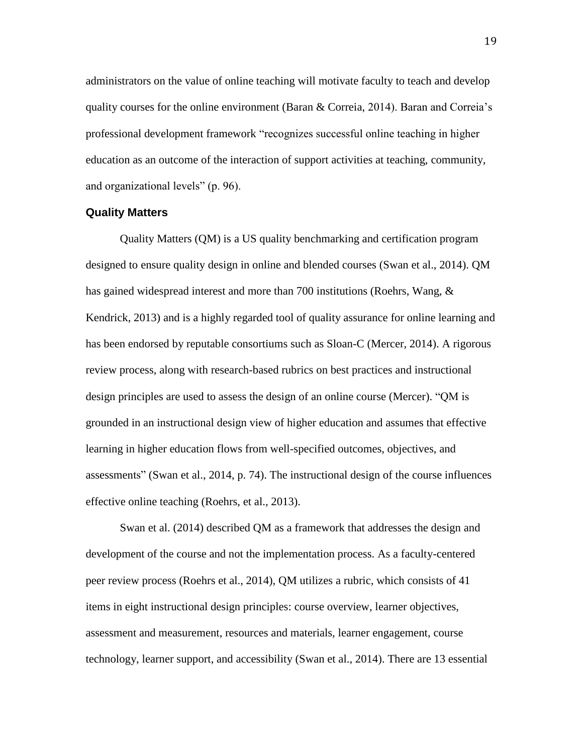administrators on the value of online teaching will motivate faculty to teach and develop quality courses for the online environment (Baran & Correia, 2014). Baran and Correia's professional development framework "recognizes successful online teaching in higher education as an outcome of the interaction of support activities at teaching, community, and organizational levels" (p. 96).

### Quality Matters

Quality Matters (QM) is a US quality benchmarking and certification program designed to ensure quality design in online and blended courses (Swan et al., 2014). QM has gained widespread interest and more than 700 institutions (Roehrs, Wang, & Kendrick, 2013) and is a highly regarded tool of quality assurance for online learning and has been endorsed by reputable consortiums such as Sloan-C (Mercer, 2014). A rigorous review process, along with research-based rubrics on best practices and instructional design principles are used to assess the design of an online course (Mercer). "QM is grounded in an instructional design view of higher education and assumes that effective learning in higher education flows from well-specified outcomes, objectives, and assessments" (Swan et al., 2014, p. 74). The instructional design of the course influences effective online teaching (Roehrs, et al., 2013).

Swan et al. (2014) described QM as a framework that addresses the design and development of the course and not the implementation process. As a faculty-centered peer review process (Roehrs et al., 2014), QM utilizes a rubric, which consists of 41 items in eight instructional design principles: course overview, learner objectives, assessment and measurement, resources and materials, learner engagement, course technology, learner support, and accessibility (Swan et al., 2014). There are 13 essential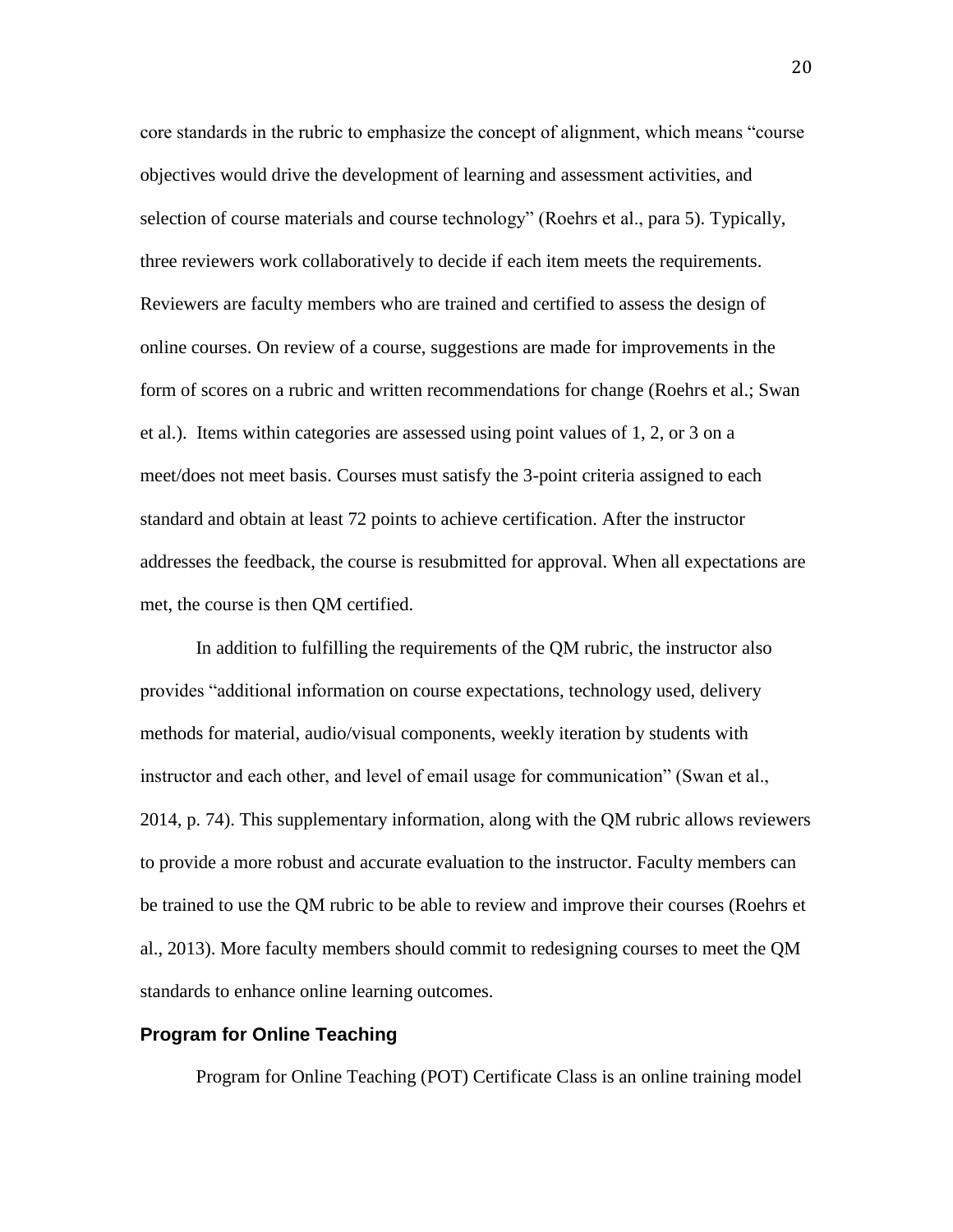core standards in the rubric to emphasize the concept of alignment, which means "course objectives would drive the development of learning and assessment activities, and selection of course materials and course technology" (Roehrs et al., para 5). Typically, three reviewers work collaboratively to decide if each item meets the requirements. Reviewers are faculty members who are trained and certified to assess the design of online courses. On review of a course, suggestions are made for improvements in the form of scores on a rubric and written recommendations for change (Roehrs et al.; Swan et al.). Items within categories are assessed using point values of 1, 2, or 3 on a meet/does not meet basis. Courses must satisfy the 3-point criteria assigned to each standard and obtain at least 72 points to achieve certification. After the instructor addresses the feedback, the course is resubmitted for approval. When all expectations are met, the course is then QM certified.

In addition to fulfilling the requirements of the QM rubric, the instructor also provides "additional information on course expectations, technology used, delivery methods for material, audio/visual components, weekly iteration by students with instructor and each other, and level of email usage for communication" (Swan et al., 2014, p. 74). This supplementary information, along with the QM rubric allows reviewers to provide a more robust and accurate evaluation to the instructor. Faculty members can be trained to use the QM rubric to be able to review and improve their courses (Roehrs et al., 2013). More faculty members should commit to redesigning courses to meet the QM standards to enhance online learning outcomes.

## Program for Online Teaching

Program for Online Teaching (POT) Certificate Class is an online training model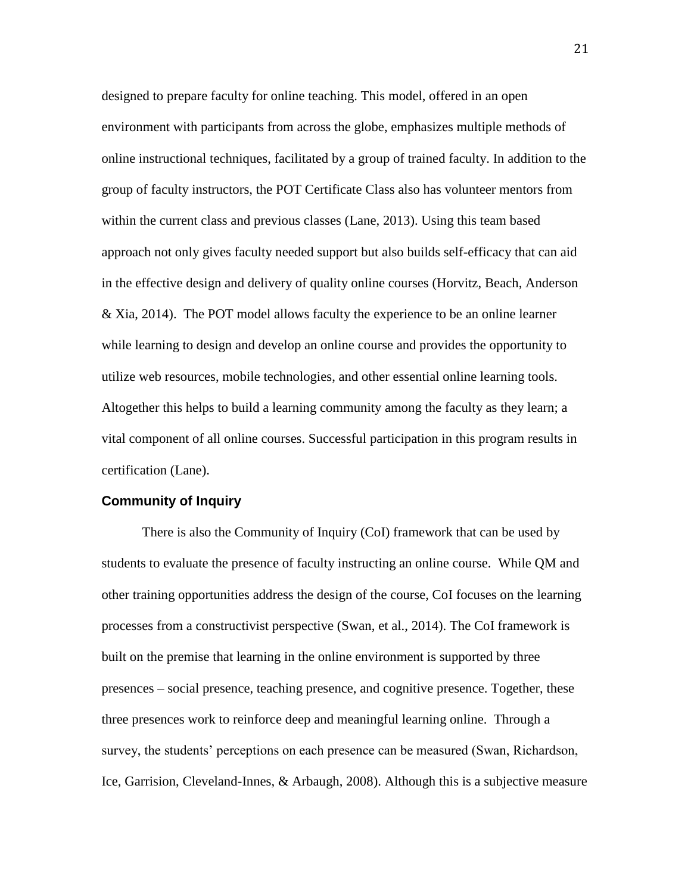designed to prepare faculty for online teaching. This model, offered in an open environment with participants from across the globe, emphasizes multiple methods of online instructional techniques, facilitated by a group of trained faculty. In addition to the group of faculty instructors, the POT Certificate Class also has volunteer mentors from within the current class and previous classes (Lane, 2013). Using this team based approach not only gives faculty needed support but also builds self-efficacy that can aid in the effective design and delivery of quality online courses (Horvitz, Beach, Anderson & Xia, 2014). The POT model allows faculty the experience to be an online learner while learning to design and develop an online course and provides the opportunity to utilize web resources, mobile technologies, and other essential online learning tools. Altogether this helps to build a learning community among the faculty as they learn; a vital component of all online courses. Successful participation in this program results in certification (Lane).

### Community of Inquiry

There is also the Community of Inquiry (CoI) framework that can be used by students to evaluate the presence of faculty instructing an online course. While QM and other training opportunities address the design of the course, CoI focuses on the learning processes from a constructivist perspective (Swan, et al., 2014). The CoI framework is built on the premise that learning in the online environment is supported by three presences – social presence, teaching presence, and cognitive presence. Together, these three presences work to reinforce deep and meaningful learning online. Through a survey, the students' perceptions on each presence can be measured (Swan, Richardson, Ice, Garrision, Cleveland-Innes, & Arbaugh, 2008). Although this is a subjective measure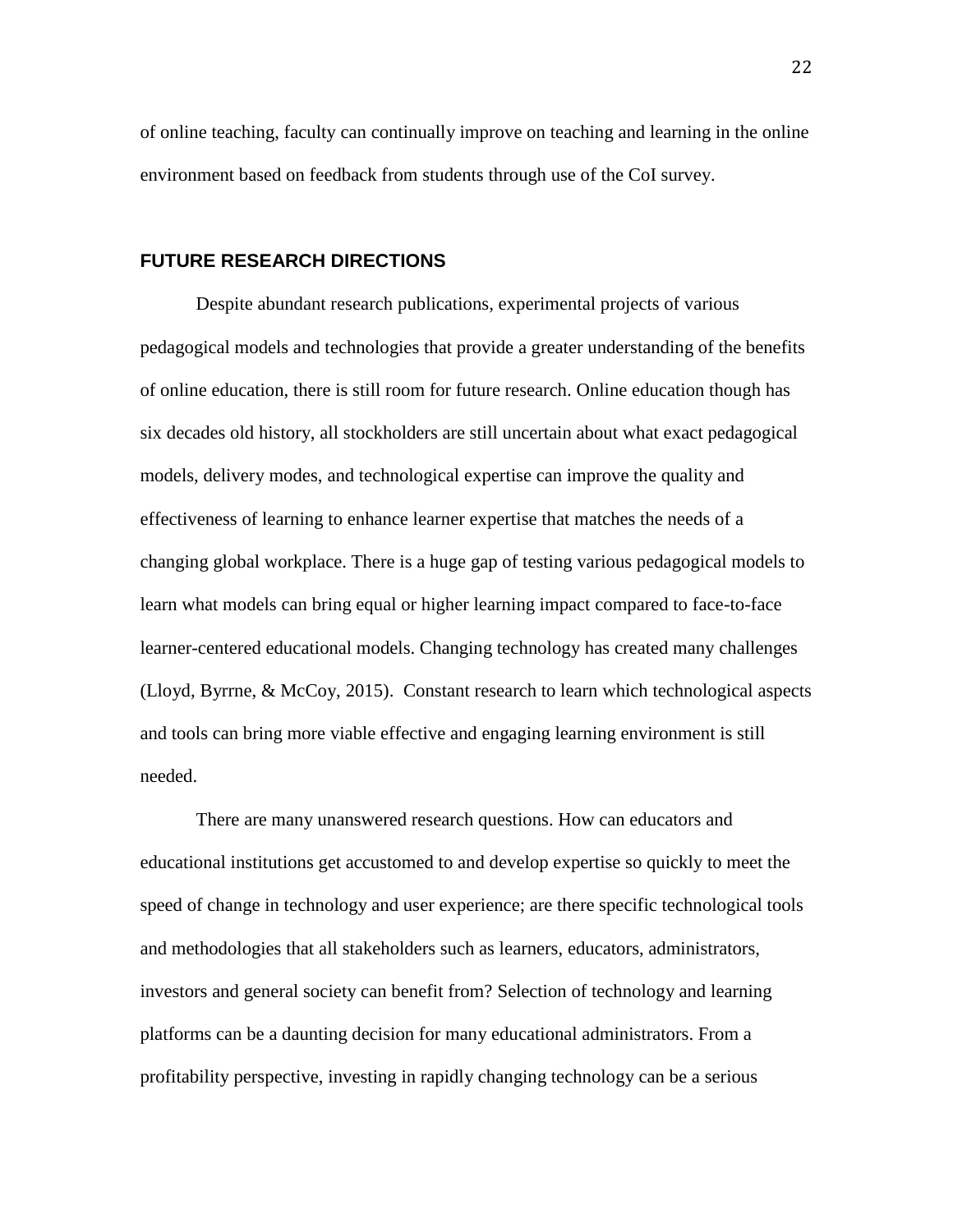of online teaching, faculty can continually improve on teaching and learning in the online environment based on feedback from students through use of the CoI survey.

## FUTURE RESEARCH DIRECTIONS

Despite abundant research publications, experimental projects of various pedagogical models and technologies that provide a greater understanding of the benefits of online education, there is still room for future research. Online education though has six decades old history, all stockholders are still uncertain about what exact pedagogical models, delivery modes, and technological expertise can improve the quality and effectiveness of learning to enhance learner expertise that matches the needs of a changing global workplace. There is a huge gap of testing various pedagogical models to learn what models can bring equal or higher learning impact compared to face-to-face learner-centered educational models. Changing technology has created many challenges (Lloyd, Byrrne, & McCoy, 2015). Constant research to learn which technological aspects and tools can bring more viable effective and engaging learning environment is still needed.

There are many unanswered research questions. How can educators and educational institutions get accustomed to and develop expertise so quickly to meet the speed of change in technology and user experience; are there specific technological tools and methodologies that all stakeholders such as learners, educators, administrators, investors and general society can benefit from? Selection of technology and learning platforms can be a daunting decision for many educational administrators. From a profitability perspective, investing in rapidly changing technology can be a serious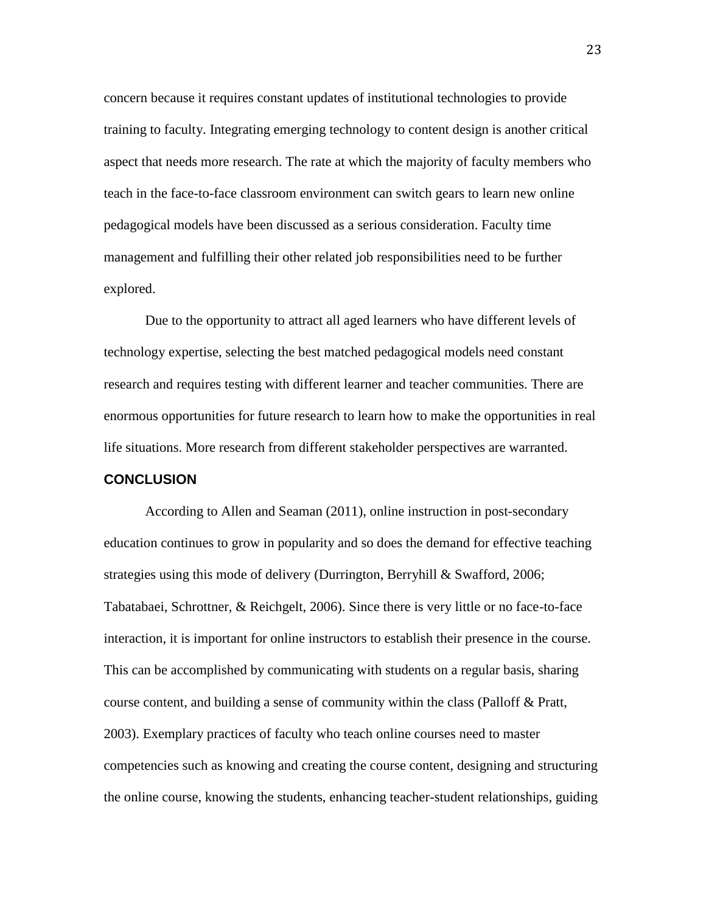concern because it requires constant updates of institutional technologies to provide training to faculty. Integrating emerging technology to content design is another critical aspect that needs more research. The rate at which the majority of faculty members who teach in the face-to-face classroom environment can switch gears to learn new online pedagogical models have been discussed as a serious consideration. Faculty time management and fulfilling their other related job responsibilities need to be further explored.

Due to the opportunity to attract all aged learners who have different levels of technology expertise, selecting the best matched pedagogical models need constant research and requires testing with different learner and teacher communities. There are enormous opportunities for future research to learn how to make the opportunities in real life situations. More research from different stakeholder perspectives are warranted.

## CONCLUSION

According to Allen and Seaman (2011), online instruction in post-secondary education continues to grow in popularity and so does the demand for effective teaching strategies using this mode of delivery (Durrington, Berryhill & Swafford, 2006; Tabatabaei, Schrottner, & Reichgelt, 2006). Since there is very little or no face-to-face interaction, it is important for online instructors to establish their presence in the course. This can be accomplished by communicating with students on a regular basis, sharing course content, and building a sense of community within the class (Palloff & Pratt, 2003). Exemplary practices of faculty who teach online courses need to master competencies such as knowing and creating the course content, designing and structuring the online course, knowing the students, enhancing teacher-student relationships, guiding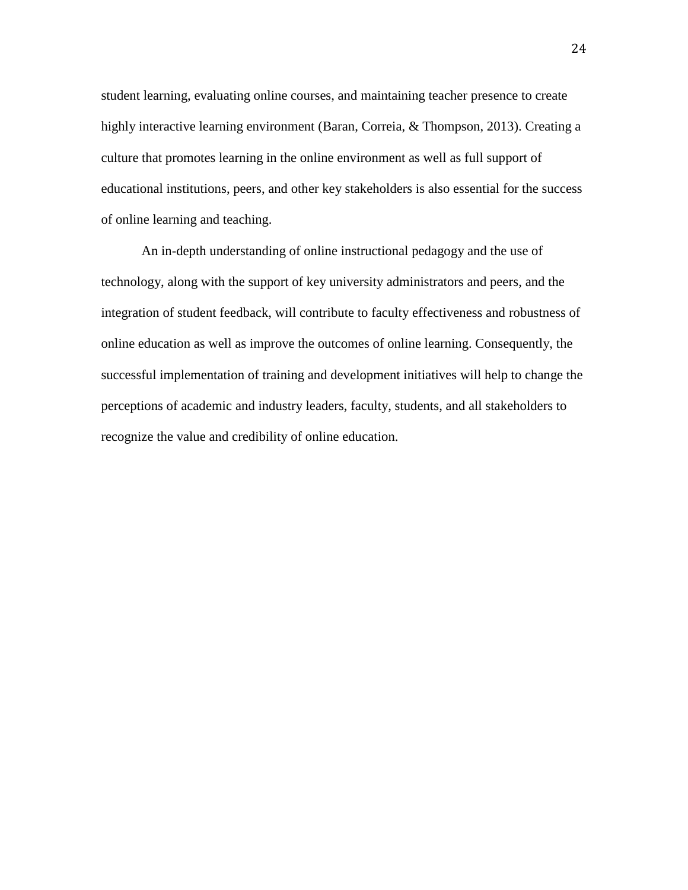student learning, evaluating online courses, and maintaining teacher presence to create highly interactive learning environment (Baran, Correia, & Thompson, 2013). Creating a culture that promotes learning in the online environment as well as full support of educational institutions, peers, and other key stakeholders is also essential for the success of online learning and teaching.

An in-depth understanding of online instructional pedagogy and the use of technology, along with the support of key university administrators and peers, and the integration of student feedback, will contribute to faculty effectiveness and robustness of online education as well as improve the outcomes of online learning. Consequently, the successful implementation of training and development initiatives will help to change the perceptions of academic and industry leaders, faculty, students, and all stakeholders to recognize the value and credibility of online education.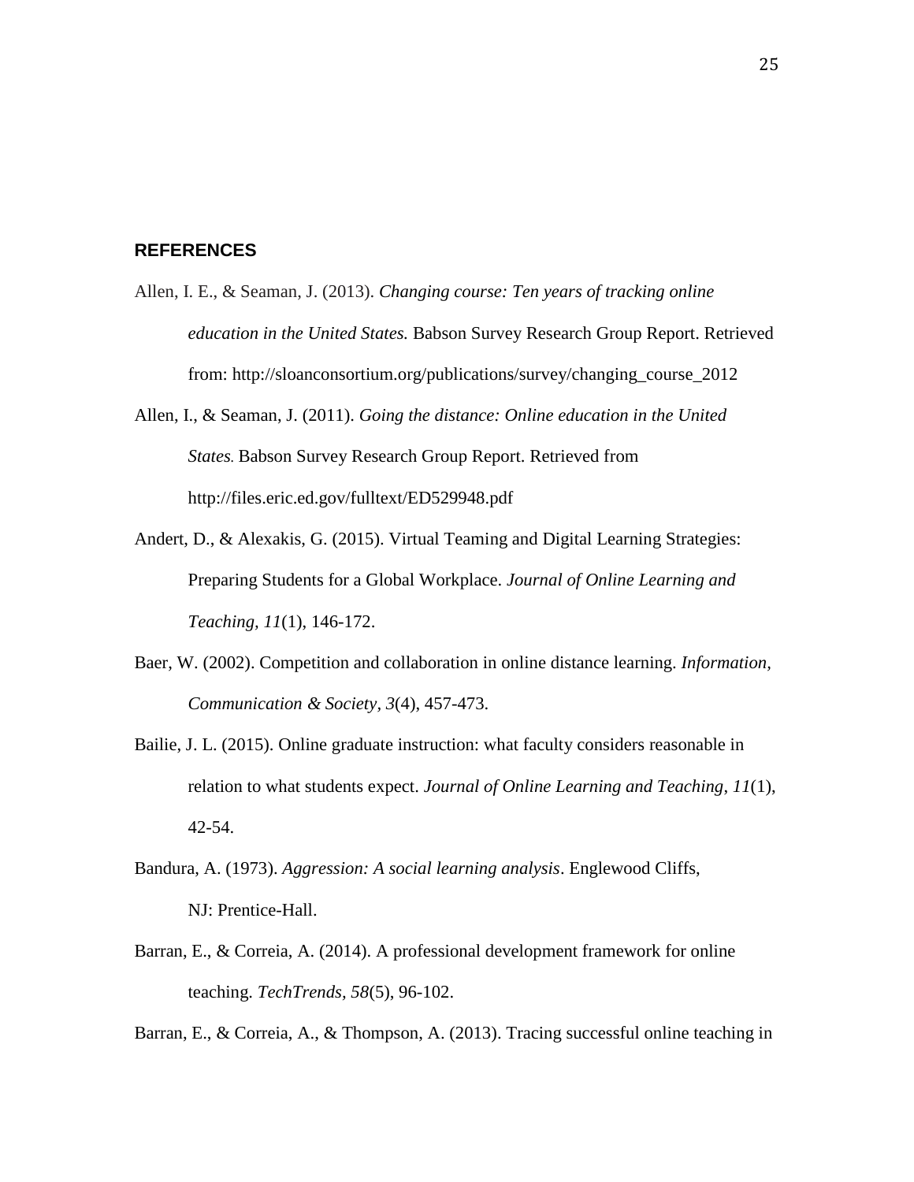## REFERENCES

Allen, I. E., & Seaman, J. (2013). *Changing course: Ten years of tracking online education in the United States.* Babson Survey Research Group Report. Retrieved from: http://sloanconsortium.org/publications/survey/changing_course_2012

Allen, I., & Seaman, J. (2011). *Going the distance: Online education in the United States.* Babson Survey Research Group Report. Retrieved from http://files.eric.ed.gov/fulltext/ED529948.pdf

Andert, D., & Alexakis, G. (2015). Virtual Teaming and Digital Learning Strategies: Preparing Students for a Global Workplace. *Journal of Online Learning and Teaching, 11*(1), 146-172.

Baer, W. (2002). Competition and collaboration in online distance learning. *Information, Communication & Society, 3*(4), 457-473.

Bailie, J. L. (2015). Online graduate instruction: what faculty considers reasonable in relation to what students expect. *Journal of Online Learning and Teaching, 11*(1), 42-54.

Bandura, A. (1973). *Aggression: A social learning analysis*. Englewood Cliffs, NJ: Prentice-Hall.

Barran, E., & Correia, A. (2014). A professional development framework for online teaching. *TechTrends, 58*(5), 96-102.

Barran, E., & Correia, A., & Thompson, A. (2013). Tracing successful online teaching in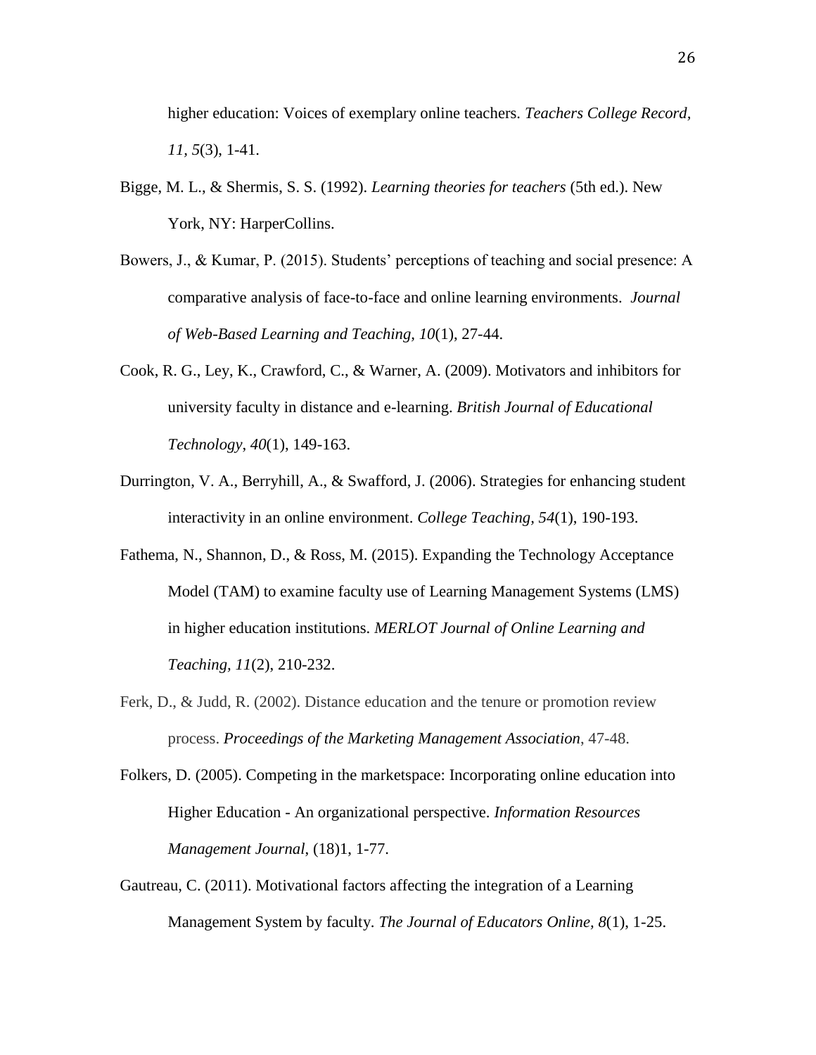higher education: Voices of exemplary online teachers. *Teachers College Record, 11, 5*(3), 1-41.

Bigge, M. L., & Shermis, S. S. (1992). *Learning theories for teachers* (5th ed.). New York, NY: HarperCollins.

Bowers, J., & Kumar, P. (2015). Students' perceptions of teaching and social presence: A comparative analysis of face-to-face and online learning environments. *Journal of Web-Based Learning and Teaching, 10*(1), 27-44.

Cook, R. G., Ley, K., Crawford, C., & Warner, A. (2009). Motivators and inhibitors for university faculty in distance and e-learning. *British Journal of Educational Technology*, *40*(1), 149-163.

Durrington, V. A., Berryhill, A., & Swafford, J. (2006). Strategies for enhancing student interactivity in an online environment. *College Teaching, 54*(1), 190-193.

Fathema, N., Shannon, D., & Ross, M. (2015). Expanding the Technology Acceptance Model (TAM) to examine faculty use of Learning Management Systems (LMS) in higher education institutions. *MERLOT Journal of Online Learning and Teaching, 11*(2), 210-232.

Ferk, D., & Judd, R. (2002). Distance education and the tenure or promotion review process. ***Proceedings of the Marketing Management Association***, 47-48.

Folkers, D. (2005). Competing in the marketspace: Incorporating online education into Higher Education - An organizational perspective. *Information Resources Management Journal*, (18)1, 1-77.

Gautreau, C. (2011). Motivational factors affecting the integration of a Learning Management System by faculty. *The Journal of Educators Online, 8*(1), 1-25.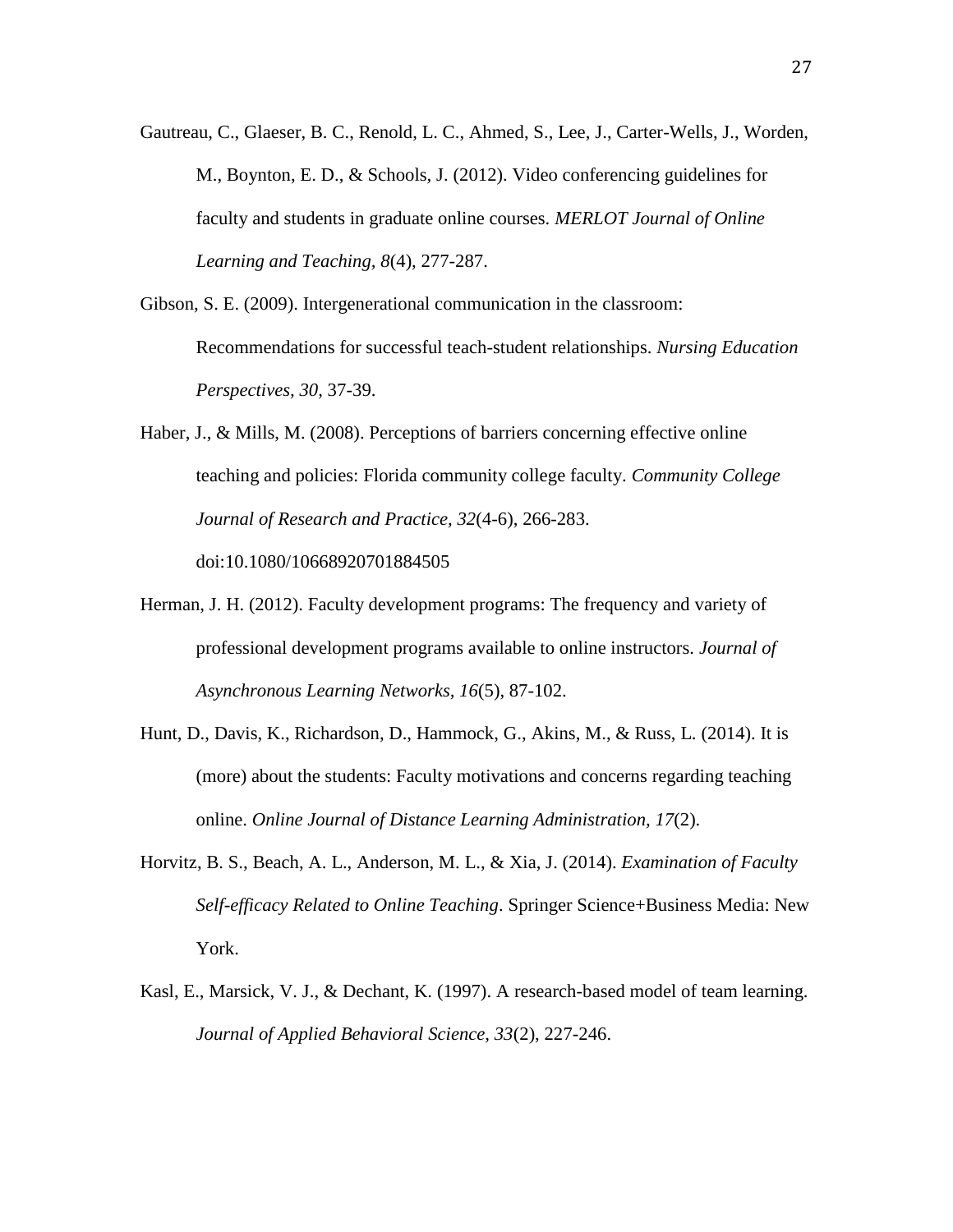Gautreau, C., Glaeser, B. C., Renold, L. C., Ahmed, S., Lee, J., Carter-Wells, J., Worden, M., Boynton, E. D., & Schools, J. (2012). Video conferencing guidelines for faculty and students in graduate online courses. *MERLOT Journal of Online Learning and Teaching, 8*(4), 277-287.

Gibson, S. E. (2009). Intergenerational communication in the classroom: Recommendations for successful teach-student relationships. *Nursing Education Perspectives, 30,* 37-39.

Haber, J., & Mills, M. (2008). Perceptions of barriers concerning effective online teaching and policies: Florida community college faculty. *Community College Journal of Research and Practice, 32*(4-6), 266-283. doi:10.1080/10668920701884505

Herman, J. H. (2012). Faculty development programs: The frequency and variety of professional development programs available to online instructors. *Journal of Asynchronous Learning Networks, 16*(5), 87-102.

Hunt, D., Davis, K., Richardson, D., Hammock, G., Akins, M., & Russ, L. (2014). It is (more) about the students: Faculty motivations and concerns regarding teaching online. *Online Journal of Distance Learning Administration, 17*(2).

Horvitz, B. S., Beach, A. L., Anderson, M. L., & Xia, J. (2014). *Examination of Faculty Self-efficacy Related to Online Teaching*. Springer Science+Business Media: New York.

Kasl, E., Marsick, V. J., & Dechant, K. (1997). A research-based model of team learning. *Journal of Applied Behavioral Science, 33*(2), 227-246.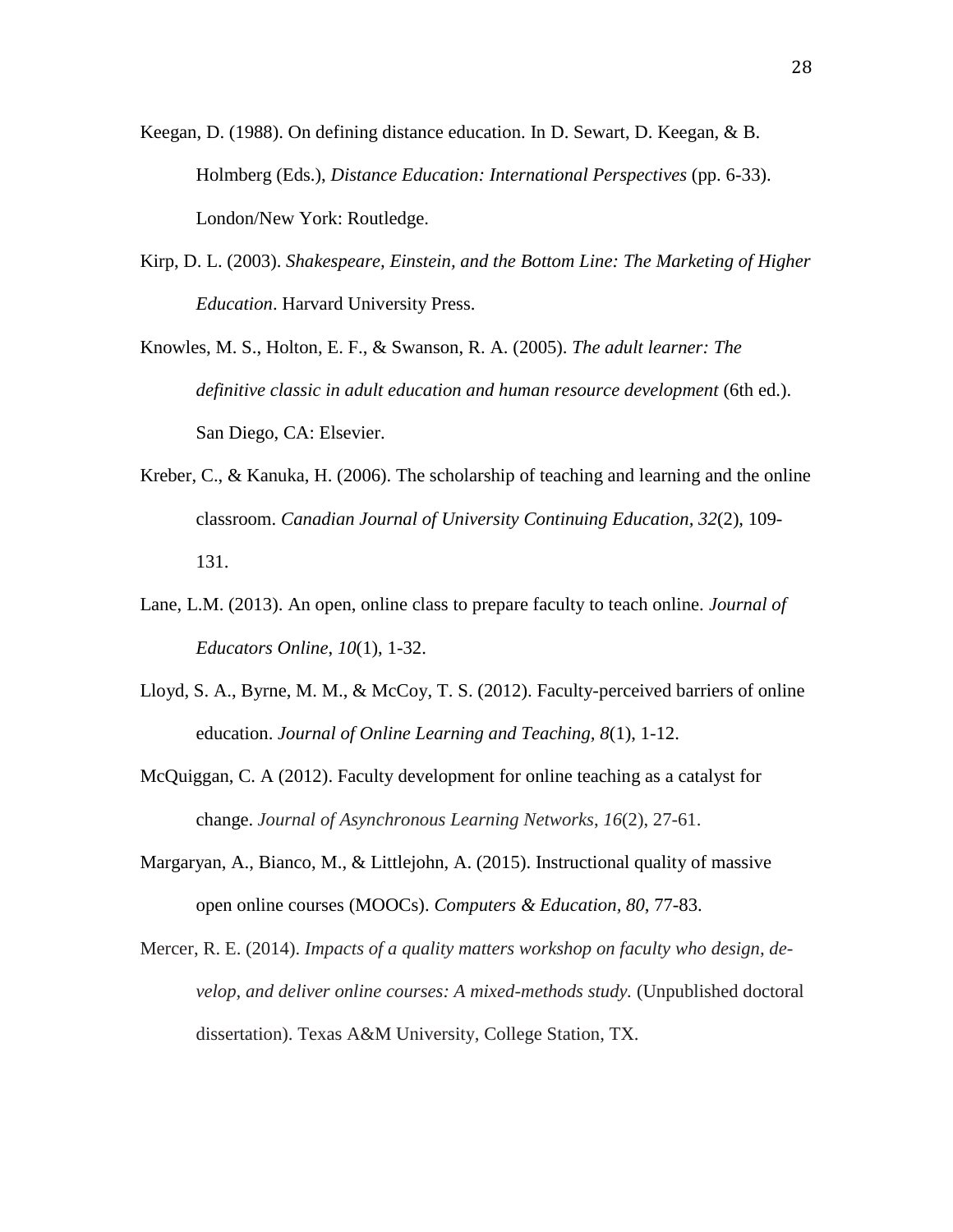Keegan, D. (1988). On defining distance education. In D. Sewart, D. Keegan, & B. Holmberg (Eds.), *Distance Education: International Perspectives* (pp. 6-33). London/New York: Routledge.

Kirp, D. L. (2003). *Shakespeare, Einstein, and the Bottom Line: The Marketing of Higher Education*. Harvard University Press.

Knowles, M. S., Holton, E. F., & Swanson, R. A. (2005). *The adult learner: The definitive classic in adult education and human resource development* (6th ed.). San Diego, CA: Elsevier.

Kreber, C., & Kanuka, H. (2006). The scholarship of teaching and learning and the online classroom. *Canadian Journal of University Continuing Education, 32*(2), 109-131.

Lane, L.M. (2013). An open, online class to prepare faculty to teach online. *Journal of Educators Online*, *10*(1), 1-32.

Lloyd, S. A., Byrne, M. M., & McCoy, T. S. (2012). Faculty-perceived barriers of online education. *Journal of Online Learning and Teaching, 8*(1), 1-12.

McQuiggan, C. A (2012). Faculty development for online teaching as a catalyst for change. *Journal of Asynchronous Learning Networks*, *16*(2), 27-61.

Margaryan, A., Bianco, M., & Littlejohn, A. (2015). Instructional quality of massive open online courses (MOOCs). *Computers & Education*, *80*, 77-83.

Mercer, R. E. (2014). *Impacts of a quality matters workshop on faculty who design, develop, and deliver online courses: A mixed-methods study.* (Unpublished doctoral dissertation). Texas A&M University, College Station, TX.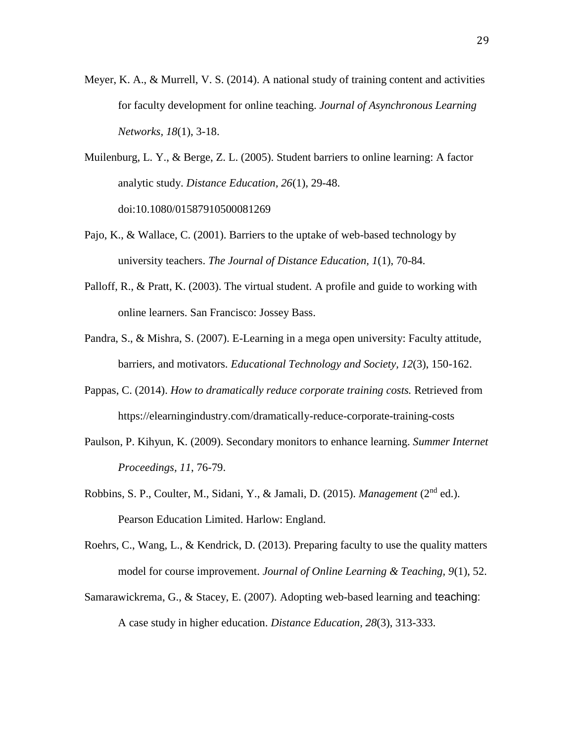Meyer, K. A., & Murrell, V. S. (2014). A national study of training content and activities for faculty development for online teaching. *Journal of Asynchronous Learning Networks*, *18*(1), 3-18.

Muilenburg, L. Y., & Berge, Z. L. (2005). Student barriers to online learning: A factor analytic study. *Distance Education, 26*(1), 29-48. doi:10.1080/01587910500081269

Pajo, K., & Wallace, C. (2001). Barriers to the uptake of web-based technology by university teachers. *The Journal of Distance Education, 1*(1), 70-84.

Palloff, R., & Pratt, K. (2003). The virtual student. A profile and guide to working with online learners. San Francisco: Jossey Bass.

Pandra, S., & Mishra, S. (2007). E-Learning in a mega open university: Faculty attitude, barriers, and motivators. *Educational Technology and Society, 12*(3), 150-162.

Pappas, C. (2014). *How to dramatically reduce corporate training costs.* Retrieved from https://elearningindustry.com/dramatically-reduce-corporate-training-costs

Paulson, P. Kihyun, K. (2009). Secondary monitors to enhance learning. *Summer Internet Proceedings, 11*, 76-79.

Robbins, S. P., Coulter, M., Sidani, Y., & Jamali, D. (2015). *Management* (2nd ed.). Pearson Education Limited. Harlow: England.

Roehrs, C., Wang, L., & Kendrick, D. (2013). Preparing faculty to use the quality matters model for course improvement. *Journal of Online Learning & Teaching, 9*(1), 52.

Samarawickrema, G., & Stacey, E. (2007). Adopting web-based learning and teaching: A case study in higher education. *Distance Education, 28*(3), 313-333.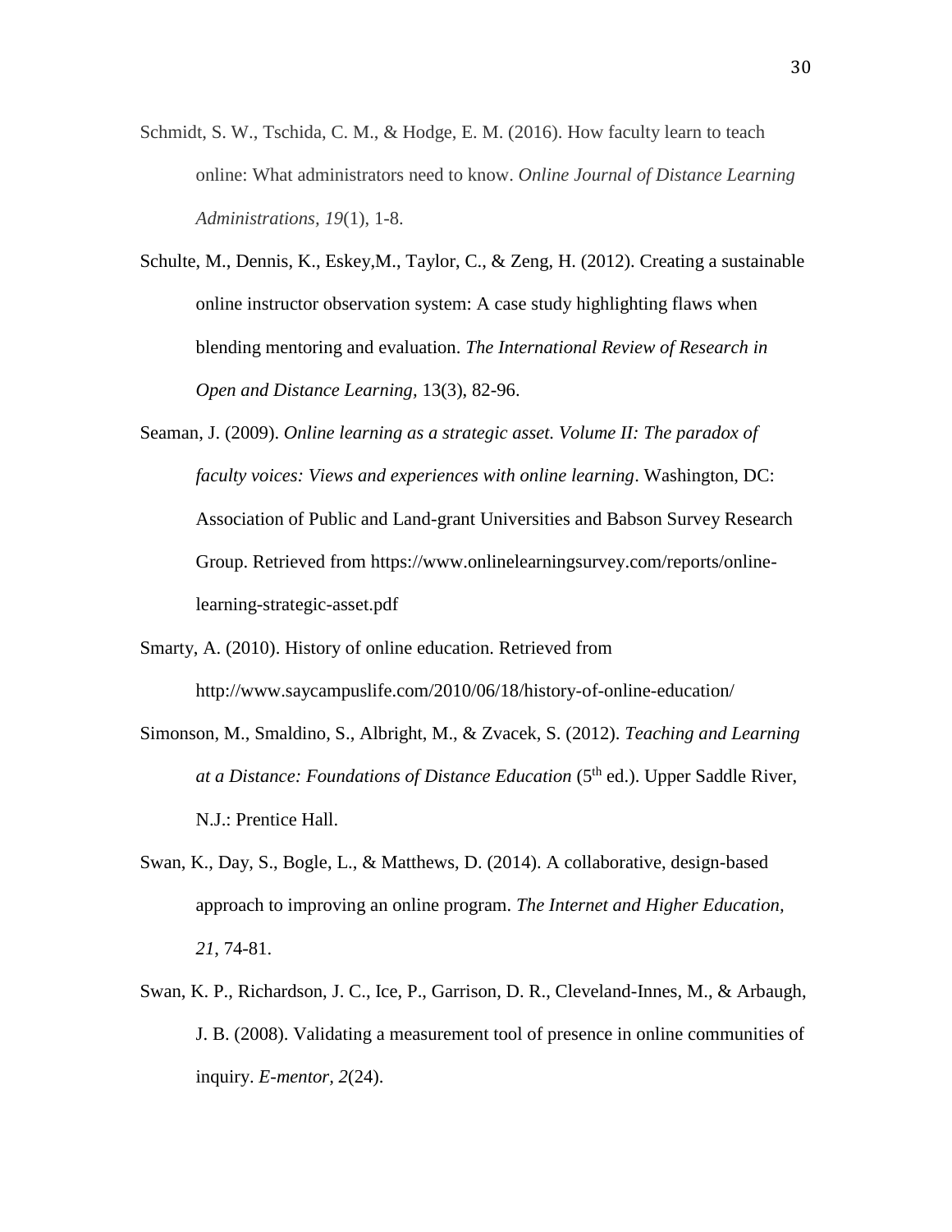Schmidt, S. W., Tschida, C. M., & Hodge, E. M. (2016). How faculty learn to teach online: What administrators need to know. *Online Journal of Distance Learning Administrations*, *19*(1), 1-8.

Schulte, M., Dennis, K., Eskey,M., Taylor, C., & Zeng, H. (2012). Creating a sustainable online instructor observation system: A case study highlighting flaws when blending mentoring and evaluation. *The International Review of Research in Open and Distance Learning*, 13(3), 82-96.

Seaman, J. (2009). *Online learning as a strategic asset. Volume II: The paradox of faculty voices: Views and experiences with online learning*. Washington, DC: Association of Public and Land-grant Universities and Babson Survey Research Group. Retrieved from https://www.onlinelearningsurvey.com/reports/online-learning-strategic-asset.pdf

Smarty, A. (2010). History of online education. Retrieved from http://www.saycampuslife.com/2010/06/18/history-of-online-education/

Simonson, M., Smaldino, S., Albright, M., & Zvacek, S. (2012). *Teaching and Learning at a Distance: Foundations of Distance Education* (5th ed.). Upper Saddle River, N.J.: Prentice Hall.

Swan, K., Day, S., Bogle, L., & Matthews, D. (2014). A collaborative, design-based approach to improving an online program. *The Internet and Higher Education*, *21*, 74-81.

Swan, K. P., Richardson, J. C., Ice, P., Garrison, D. R., Cleveland-Innes, M., & Arbaugh, J. B. (2008). Validating a measurement tool of presence in online communities of inquiry. *E-mentor*, *2*(24).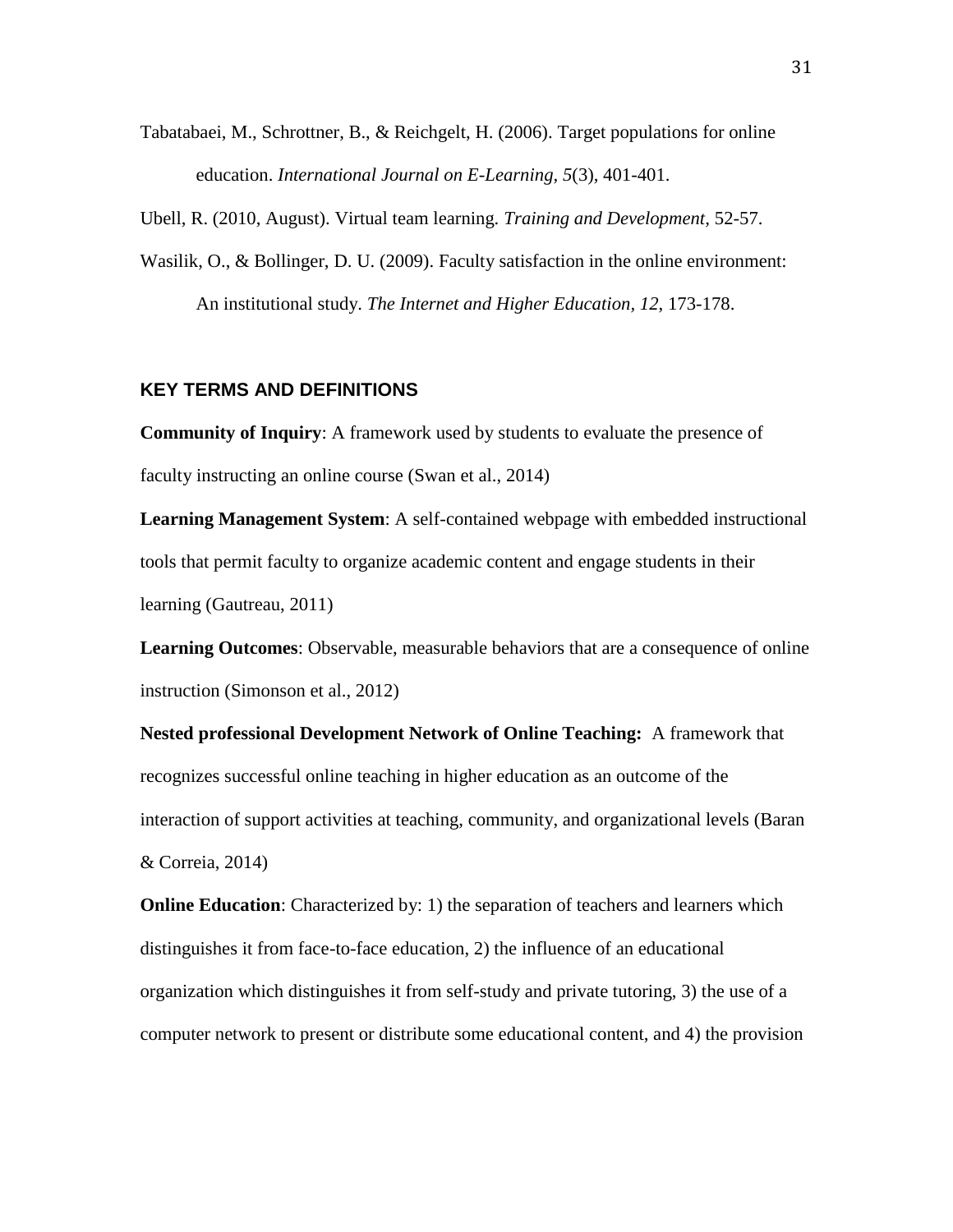Tabatabaei, M., Schrottner, B., & Reichgelt, H. (2006). Target populations for online education. *International Journal on E-Learning*, *5*(3), 401-401.

Ubell, R. (2010, August). Virtual team learning. *Training and Development*, 52-57.

Wasilik, O., & Bollinger, D. U. (2009). Faculty satisfaction in the online environment: An institutional study. *The Internet and Higher Education*, *12*, 173-178.

## KEY TERMS AND DEFINITIONS

**Community of Inquiry**: A framework used by students to evaluate the presence of faculty instructing an online course (Swan et al., 2014)

**Learning Management System**: A self-contained webpage with embedded instructional tools that permit faculty to organize academic content and engage students in their learning (Gautreau, 2011)

**Learning Outcomes**: Observable, measurable behaviors that are a consequence of online instruction (Simonson et al., 2012)

**Nested professional Development Network of Online Teaching:** A framework that recognizes successful online teaching in higher education as an outcome of the interaction of support activities at teaching, community, and organizational levels (Baran & Correia, 2014)

**Online Education**: Characterized by: 1) the separation of teachers and learners which distinguishes it from face-to-face education, 2) the influence of an educational organization which distinguishes it from self-study and private tutoring, 3) the use of a computer network to present or distribute some educational content, and 4) the provision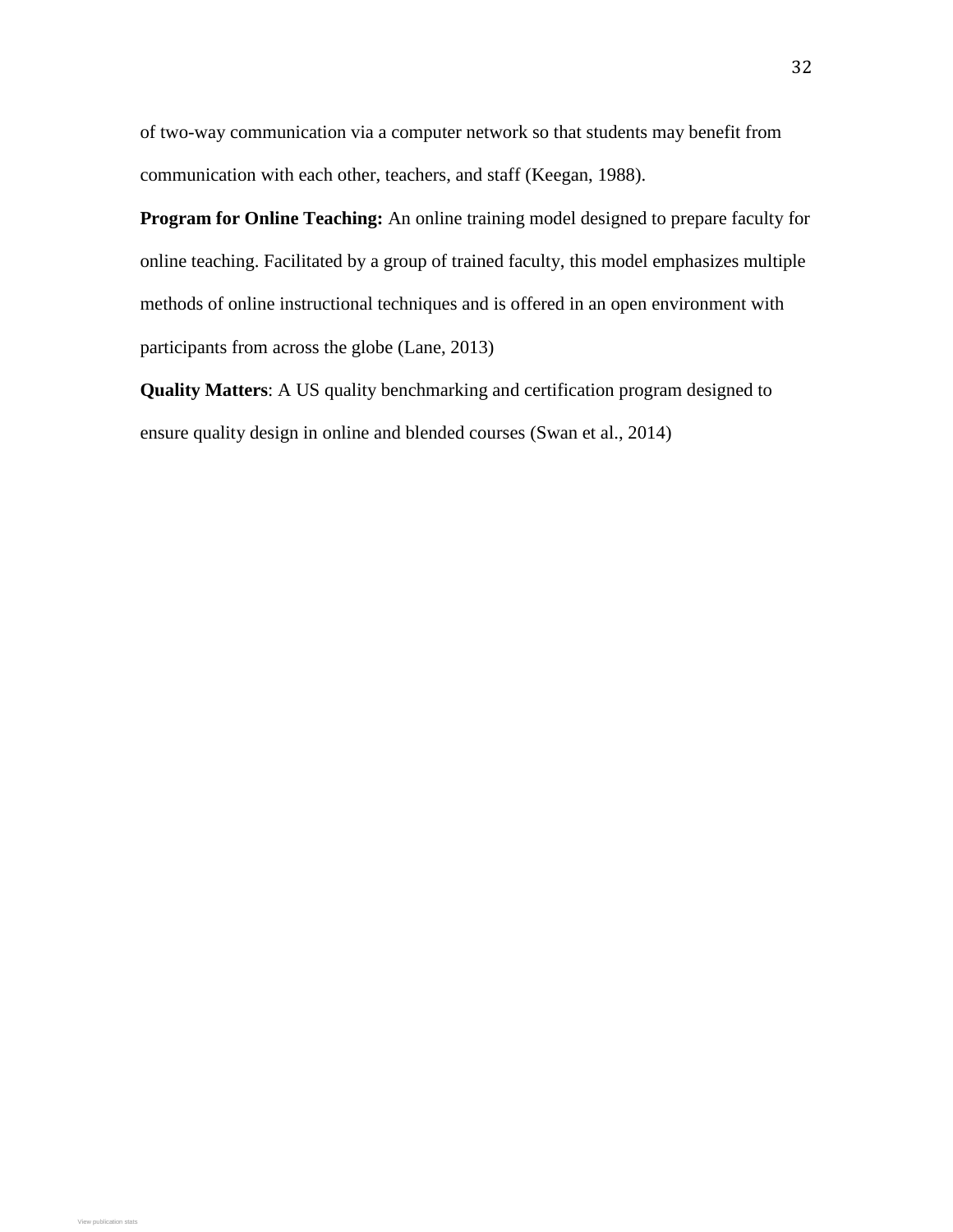of two-way communication via a computer network so that students may benefit from communication with each other, teachers, and staff (Keegan, 1988).

**Program for Online Teaching:** An online training model designed to prepare faculty for online teaching. Facilitated by a group of trained faculty, this model emphasizes multiple methods of online instructional techniques and is offered in an open environment with participants from across the globe (Lane, 2013)

**Quality Matters**: A US quality benchmarking and certification program designed to ensure quality design in online and blended courses (Swan et al., 2014)